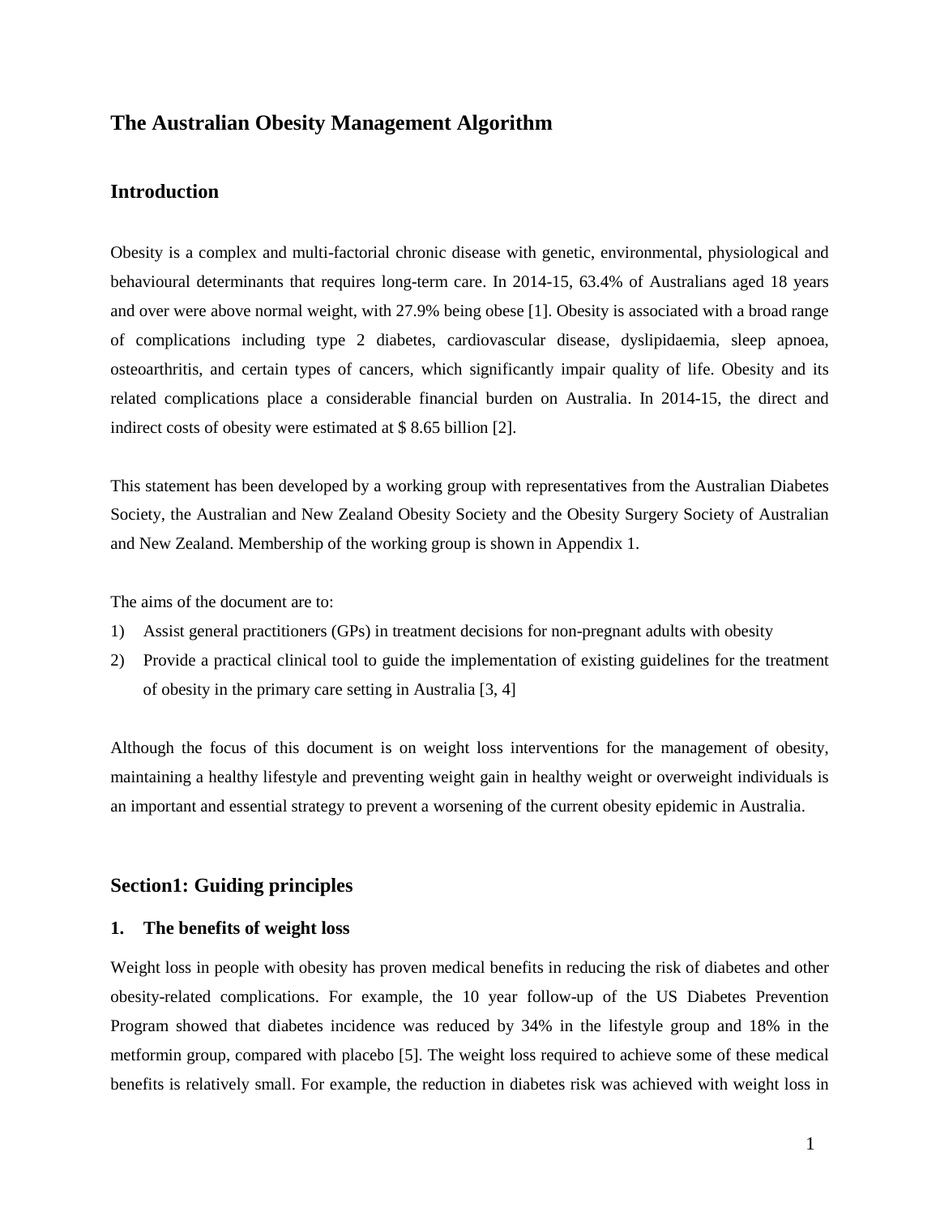# The Australian Obesity Management Algorithm

## Introduction

Obesity is a complex and multi-factorial chronic disease with genetic, environmental, physiological and behavioural determinants that requires long-term care. In 2014-15, 63.4% of Australians aged 18 years and over were above normal weight, with 27.9% being obese [1]. Obesity is associated with a broad range of complications including type 2 diabetes, cardiovascular disease, dyslipidaemia, sleep apnoea, osteoarthritis, and certain types of cancers, which significantly impair quality of life. Obesity and its related complications place a considerable financial burden on Australia. In 2014-15, the direct and indirect costs of obesity were estimated at $ 8.65 billion [2].

This statement has been developed by a working group with representatives from the Australian Diabetes Society, the Australian and New Zealand Obesity Society and the Obesity Surgery Society of Australian and New Zealand. Membership of the working group is shown in Appendix 1.

The aims of the document are to:

1) Assist general practitioners (GPs) in treatment decisions for non-pregnant adults with obesity
2) Provide a practical clinical tool to guide the implementation of existing guidelines for the treatment of obesity in the primary care setting in Australia [3, 4]

Although the focus of this document is on weight loss interventions for the management of obesity, maintaining a healthy lifestyle and preventing weight gain in healthy weight or overweight individuals is an important and essential strategy to prevent a worsening of the current obesity epidemic in Australia.

## Section1: Guiding principles

### 1. The benefits of weight loss

Weight loss in people with obesity has proven medical benefits in reducing the risk of diabetes and other obesity-related complications. For example, the 10 year follow-up of the US Diabetes Prevention Program showed that diabetes incidence was reduced by 34% in the lifestyle group and 18% in the metformin group, compared with placebo [5]. The weight loss required to achieve some of these medical benefits is relatively small. For example, the reduction in diabetes risk was achieved with weight loss in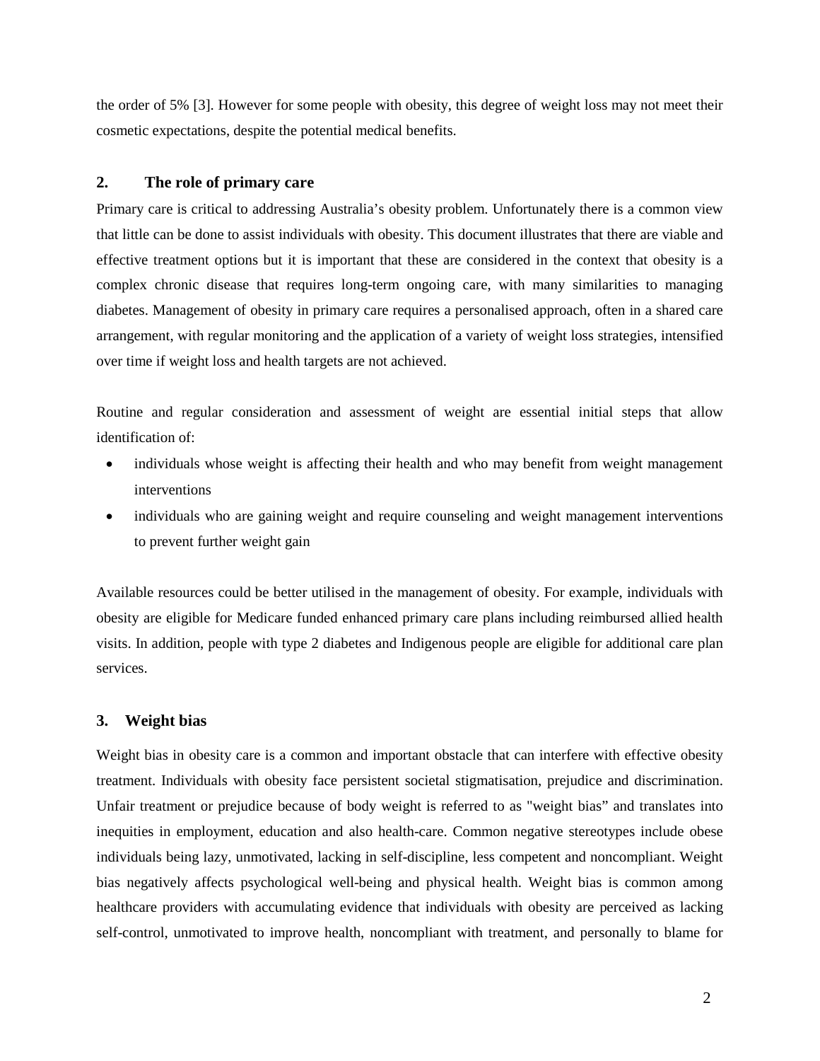the order of 5% [3]. However for some people with obesity, this degree of weight loss may not meet their cosmetic expectations, despite the potential medical benefits.

## 2. The role of primary care

Primary care is critical to addressing Australia's obesity problem. Unfortunately there is a common view that little can be done to assist individuals with obesity. This document illustrates that there are viable and effective treatment options but it is important that these are considered in the context that obesity is a complex chronic disease that requires long-term ongoing care, with many similarities to managing diabetes. Management of obesity in primary care requires a personalised approach, often in a shared care arrangement, with regular monitoring and the application of a variety of weight loss strategies, intensified over time if weight loss and health targets are not achieved.

Routine and regular consideration and assessment of weight are essential initial steps that allow identification of:

- individuals whose weight is affecting their health and who may benefit from weight management interventions
- individuals who are gaining weight and require counseling and weight management interventions to prevent further weight gain

Available resources could be better utilised in the management of obesity. For example, individuals with obesity are eligible for Medicare funded enhanced primary care plans including reimbursed allied health visits. In addition, people with type 2 diabetes and Indigenous people are eligible for additional care plan services.

## 3. Weight bias

Weight bias in obesity care is a common and important obstacle that can interfere with effective obesity treatment. Individuals with obesity face persistent societal stigmatisation, prejudice and discrimination. Unfair treatment or prejudice because of body weight is referred to as "weight bias" and translates into inequities in employment, education and also health-care. Common negative stereotypes include obese individuals being lazy, unmotivated, lacking in self-discipline, less competent and noncompliant. Weight bias negatively affects psychological well-being and physical health. Weight bias is common among healthcare providers with accumulating evidence that individuals with obesity are perceived as lacking self-control, unmotivated to improve health, noncompliant with treatment, and personally to blame for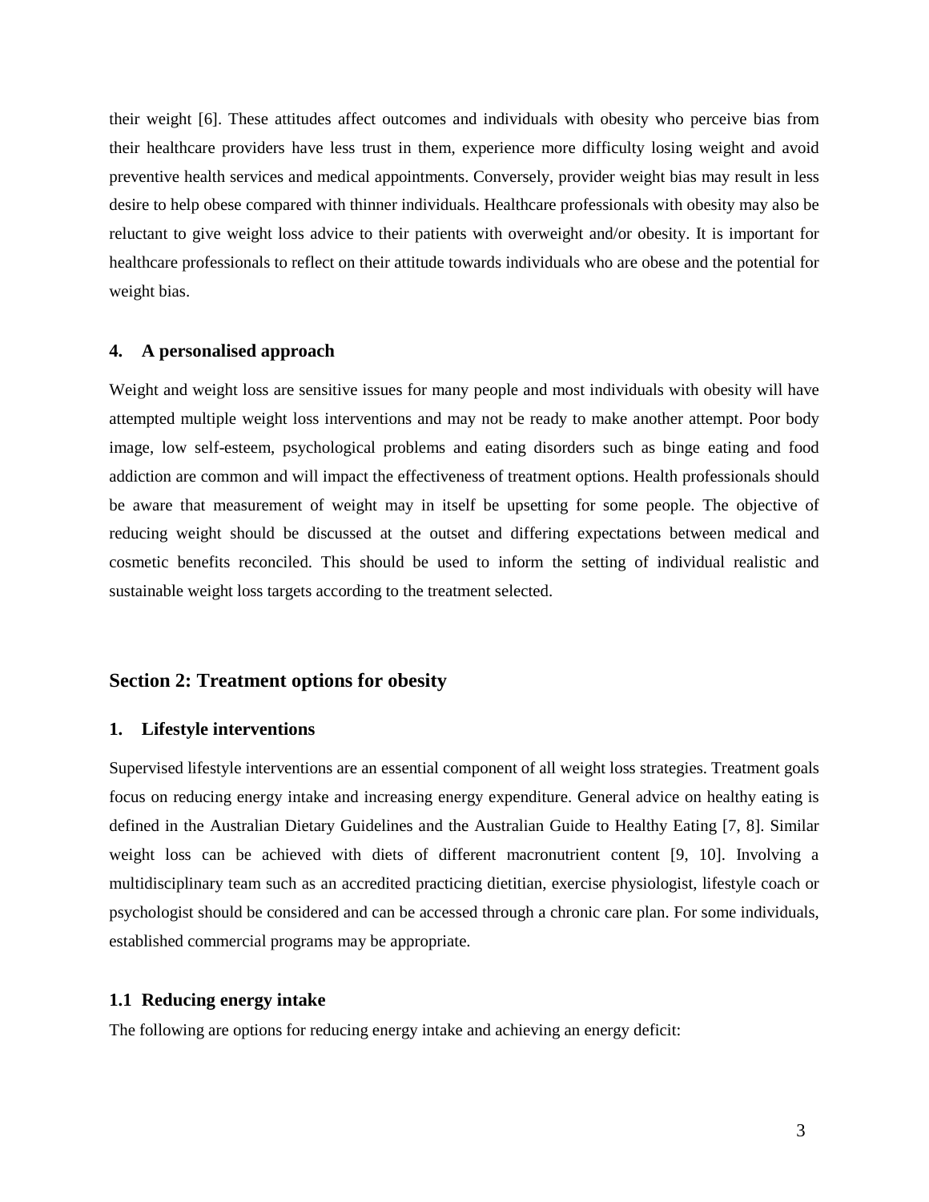their weight [6]. These attitudes affect outcomes and individuals with obesity who perceive bias from their healthcare providers have less trust in them, experience more difficulty losing weight and avoid preventive health services and medical appointments. Conversely, provider weight bias may result in less desire to help obese compared with thinner individuals. Healthcare professionals with obesity may also be reluctant to give weight loss advice to their patients with overweight and/or obesity. It is important for healthcare professionals to reflect on their attitude towards individuals who are obese and the potential for weight bias.

### 4. A personalised approach

Weight and weight loss are sensitive issues for many people and most individuals with obesity will have attempted multiple weight loss interventions and may not be ready to make another attempt. Poor body image, low self-esteem, psychological problems and eating disorders such as binge eating and food addiction are common and will impact the effectiveness of treatment options. Health professionals should be aware that measurement of weight may in itself be upsetting for some people. The objective of reducing weight should be discussed at the outset and differing expectations between medical and cosmetic benefits reconciled. This should be used to inform the setting of individual realistic and sustainable weight loss targets according to the treatment selected.

## Section 2: Treatment options for obesity

### 1. Lifestyle interventions

Supervised lifestyle interventions are an essential component of all weight loss strategies. Treatment goals focus on reducing energy intake and increasing energy expenditure. General advice on healthy eating is defined in the Australian Dietary Guidelines and the Australian Guide to Healthy Eating [7, 8]. Similar weight loss can be achieved with diets of different macronutrient content [9, 10]. Involving a multidisciplinary team such as an accredited practicing dietitian, exercise physiologist, lifestyle coach or psychologist should be considered and can be accessed through a chronic care plan. For some individuals, established commercial programs may be appropriate.

### 1.1 Reducing energy intake

The following are options for reducing energy intake and achieving an energy deficit: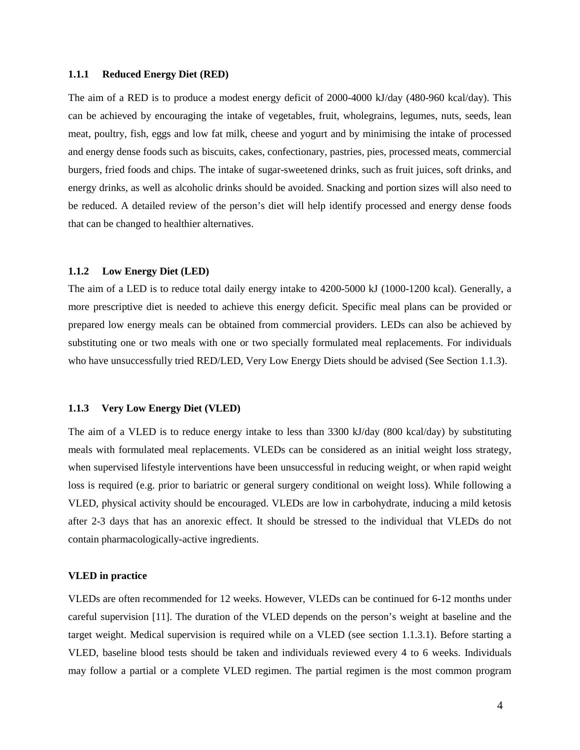### 1.1.1 Reduced Energy Diet (RED)

The aim of a RED is to produce a modest energy deficit of 2000-4000 kJ/day (480-960 kcal/day). This can be achieved by encouraging the intake of vegetables, fruit, wholegrains, legumes, nuts, seeds, lean meat, poultry, fish, eggs and low fat milk, cheese and yogurt and by minimising the intake of processed and energy dense foods such as biscuits, cakes, confectionary, pastries, pies, processed meats, commercial burgers, fried foods and chips. The intake of sugar-sweetened drinks, such as fruit juices, soft drinks, and energy drinks, as well as alcoholic drinks should be avoided. Snacking and portion sizes will also need to be reduced. A detailed review of the person's diet will help identify processed and energy dense foods that can be changed to healthier alternatives.

### 1.1.2 Low Energy Diet (LED)

The aim of a LED is to reduce total daily energy intake to 4200-5000 kJ (1000-1200 kcal). Generally, a more prescriptive diet is needed to achieve this energy deficit. Specific meal plans can be provided or prepared low energy meals can be obtained from commercial providers. LEDs can also be achieved by substituting one or two meals with one or two specially formulated meal replacements. For individuals who have unsuccessfully tried RED/LED, Very Low Energy Diets should be advised (See Section 1.1.3).

### 1.1.3 Very Low Energy Diet (VLED)

The aim of a VLED is to reduce energy intake to less than 3300 kJ/day (800 kcal/day) by substituting meals with formulated meal replacements. VLEDs can be considered as an initial weight loss strategy, when supervised lifestyle interventions have been unsuccessful in reducing weight, or when rapid weight loss is required (e.g. prior to bariatric or general surgery conditional on weight loss). While following a VLED, physical activity should be encouraged. VLEDs are low in carbohydrate, inducing a mild ketosis after 2-3 days that has an anorexic effect. It should be stressed to the individual that VLEDs do not contain pharmacologically-active ingredients.

**VLED in practice**

VLEDs are often recommended for 12 weeks. However, VLEDs can be continued for 6-12 months under careful supervision [11]. The duration of the VLED depends on the person's weight at baseline and the target weight. Medical supervision is required while on a VLED (see section 1.1.3.1). Before starting a VLED, baseline blood tests should be taken and individuals reviewed every 4 to 6 weeks. Individuals may follow a partial or a complete VLED regimen. The partial regimen is the most common program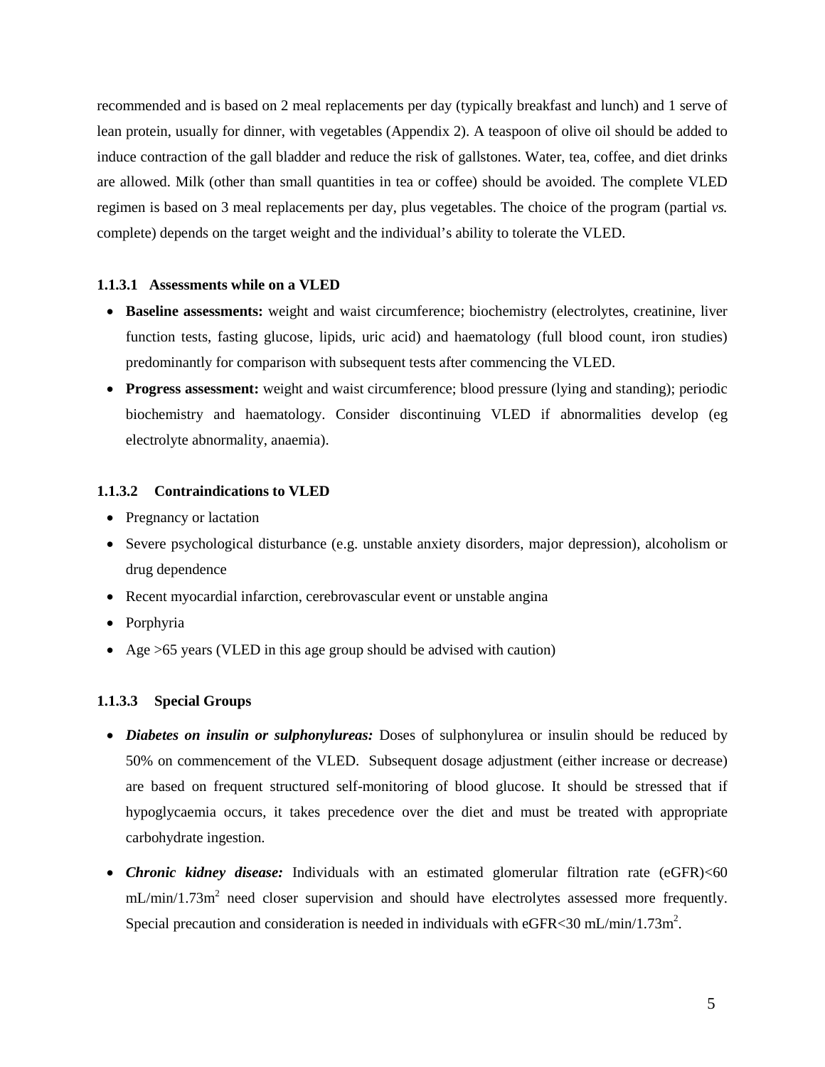recommended and is based on 2 meal replacements per day (typically breakfast and lunch) and 1 serve of lean protein, usually for dinner, with vegetables (Appendix 2). A teaspoon of olive oil should be added to induce contraction of the gall bladder and reduce the risk of gallstones. Water, tea, coffee, and diet drinks are allowed. Milk (other than small quantities in tea or coffee) should be avoided. The complete VLED regimen is based on 3 meal replacements per day, plus vegetables. The choice of the program (partial *vs.* complete) depends on the target weight and the individual's ability to tolerate the VLED.

#### 1.1.3.1 Assessments while on a VLED

- **Baseline assessments:** weight and waist circumference; biochemistry (electrolytes, creatinine, liver function tests, fasting glucose, lipids, uric acid) and haematology (full blood count, iron studies) predominantly for comparison with subsequent tests after commencing the VLED.
- **Progress assessment:** weight and waist circumference; blood pressure (lying and standing); periodic biochemistry and haematology. Consider discontinuing VLED if abnormalities develop (eg electrolyte abnormality, anaemia).

#### 1.1.3.2 Contraindications to VLED

- Pregnancy or lactation
- Severe psychological disturbance (e.g. unstable anxiety disorders, major depression), alcoholism or drug dependence
- Recent myocardial infarction, cerebrovascular event or unstable angina
- Porphyria
- Age >65 years (VLED in this age group should be advised with caution)

#### 1.1.3.3 Special Groups

- ***Diabetes on insulin or sulphonylureas:*** Doses of sulphonylurea or insulin should be reduced by 50% on commencement of the VLED. Subsequent dosage adjustment (either increase or decrease) are based on frequent structured self-monitoring of blood glucose. It should be stressed that if hypoglycaemia occurs, it takes precedence over the diet and must be treated with appropriate carbohydrate ingestion.
- ***Chronic kidney disease:*** Individuals with an estimated glomerular filtration rate (eGFR)<60 mL/min/1.73m$^2$ need closer supervision and should have electrolytes assessed more frequently. Special precaution and consideration is needed in individuals with eGFR<30 mL/min/1.73m$^2$.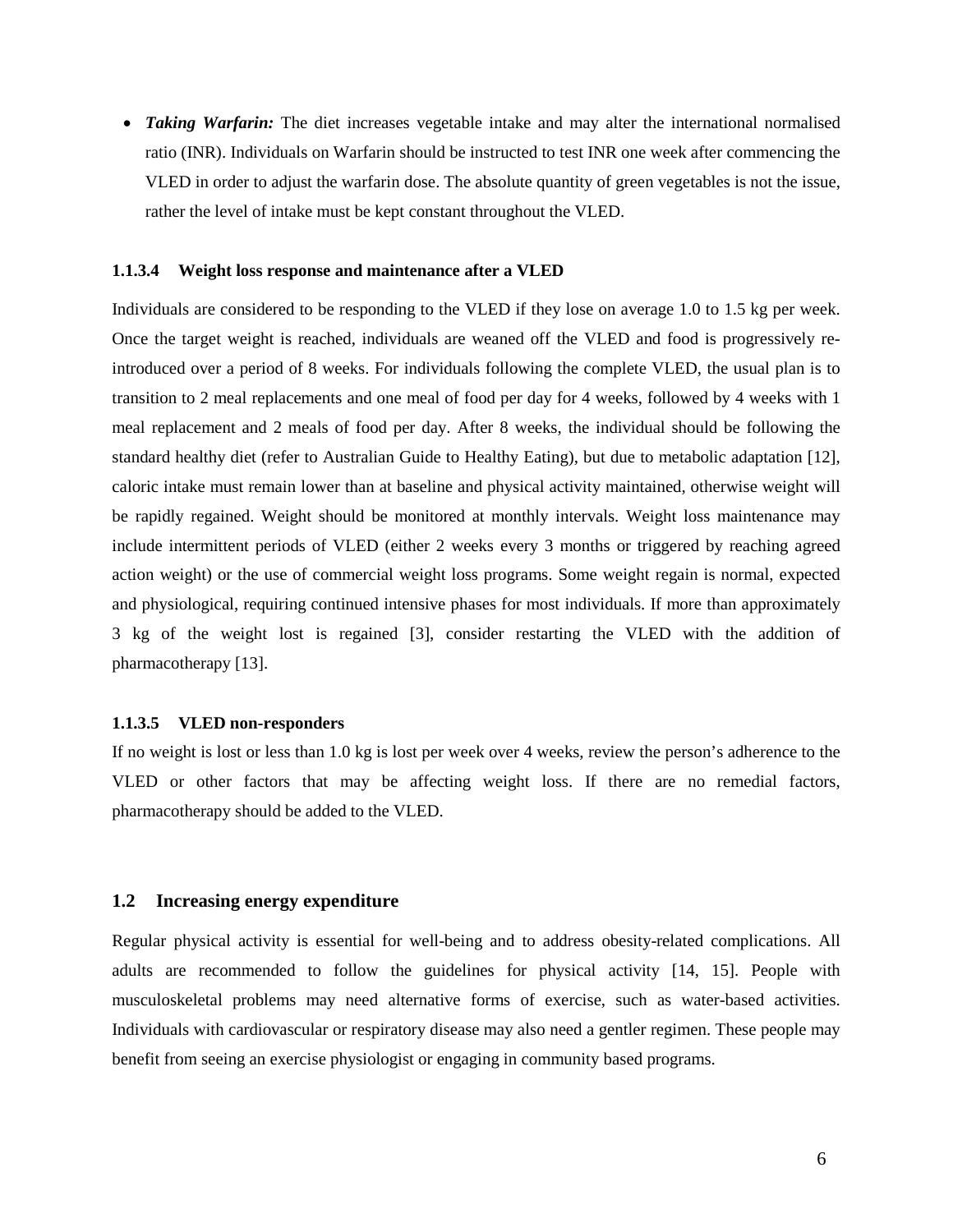- ***Taking Warfarin:*** The diet increases vegetable intake and may alter the international normalised ratio (INR). Individuals on Warfarin should be instructed to test INR one week after commencing the VLED in order to adjust the warfarin dose. The absolute quantity of green vegetables is not the issue, rather the level of intake must be kept constant throughout the VLED.

#### 1.1.3.4 Weight loss response and maintenance after a VLED

Individuals are considered to be responding to the VLED if they lose on average 1.0 to 1.5 kg per week. Once the target weight is reached, individuals are weaned off the VLED and food is progressively re-introduced over a period of 8 weeks. For individuals following the complete VLED, the usual plan is to transition to 2 meal replacements and one meal of food per day for 4 weeks, followed by 4 weeks with 1 meal replacement and 2 meals of food per day. After 8 weeks, the individual should be following the standard healthy diet (refer to Australian Guide to Healthy Eating), but due to metabolic adaptation [12], caloric intake must remain lower than at baseline and physical activity maintained, otherwise weight will be rapidly regained. Weight should be monitored at monthly intervals. Weight loss maintenance may include intermittent periods of VLED (either 2 weeks every 3 months or triggered by reaching agreed action weight) or the use of commercial weight loss programs. Some weight regain is normal, expected and physiological, requiring continued intensive phases for most individuals. If more than approximately 3 kg of the weight lost is regained [3], consider restarting the VLED with the addition of pharmacotherapy [13].

#### 1.1.3.5 VLED non-responders

If no weight is lost or less than 1.0 kg is lost per week over 4 weeks, review the person's adherence to the VLED or other factors that may be affecting weight loss. If there are no remedial factors, pharmacotherapy should be added to the VLED.

## 1.2 Increasing energy expenditure

Regular physical activity is essential for well-being and to address obesity-related complications. All adults are recommended to follow the guidelines for physical activity [14, 15]. People with musculoskeletal problems may need alternative forms of exercise, such as water-based activities. Individuals with cardiovascular or respiratory disease may also need a gentler regimen. These people may benefit from seeing an exercise physiologist or engaging in community based programs.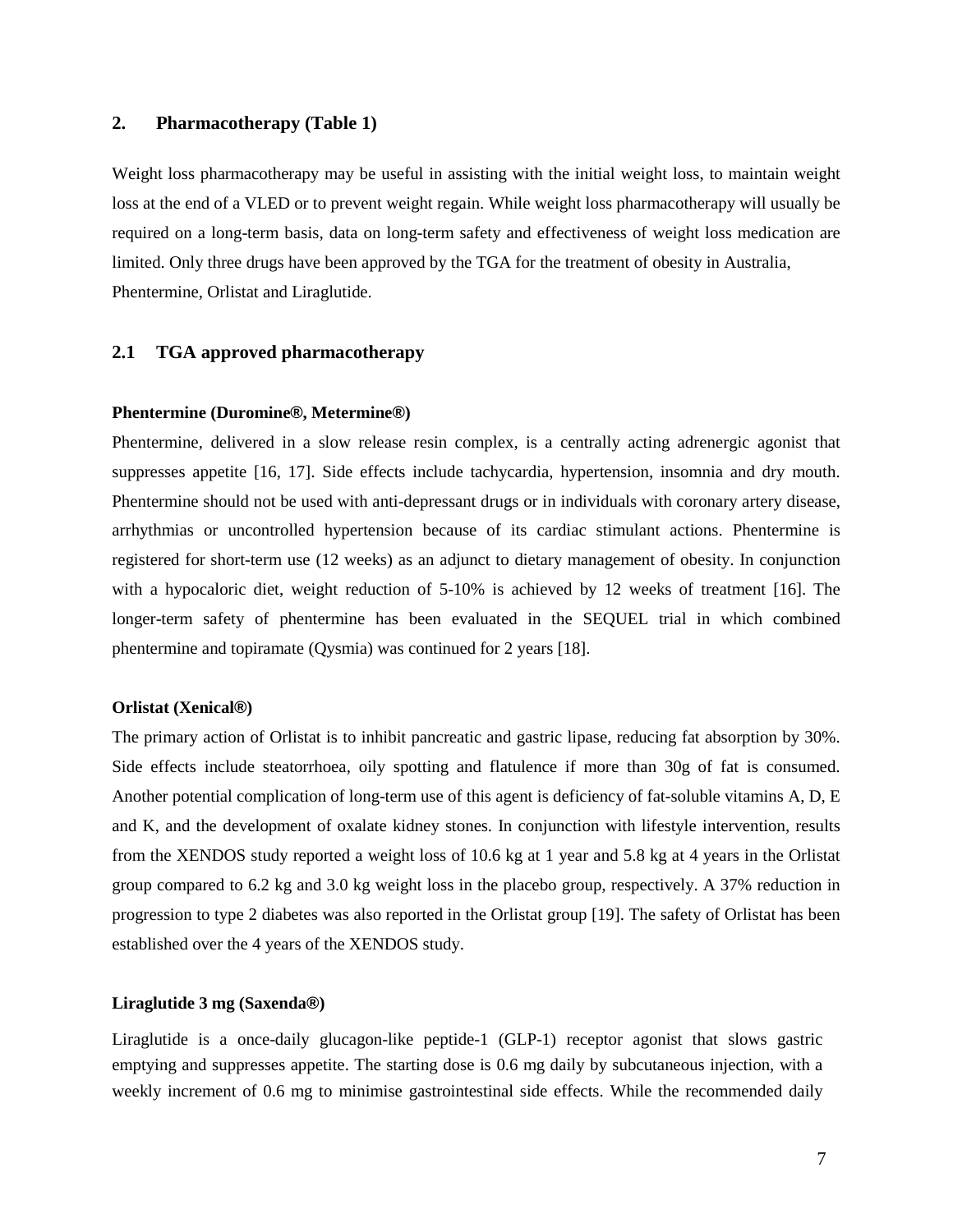## 2. Pharmacotherapy (Table 1)

Weight loss pharmacotherapy may be useful in assisting with the initial weight loss, to maintain weight loss at the end of a VLED or to prevent weight regain. While weight loss pharmacotherapy will usually be required on a long-term basis, data on long-term safety and effectiveness of weight loss medication are limited. Only three drugs have been approved by the TGA for the treatment of obesity in Australia, Phentermine, Orlistat and Liraglutide.

### 2.1 TGA approved pharmacotherapy

**Phentermine (Duromine®, Metermine®)**

Phentermine, delivered in a slow release resin complex, is a centrally acting adrenergic agonist that suppresses appetite [16, 17]. Side effects include tachycardia, hypertension, insomnia and dry mouth. Phentermine should not be used with anti-depressant drugs or in individuals with coronary artery disease, arrhythmias or uncontrolled hypertension because of its cardiac stimulant actions. Phentermine is registered for short-term use (12 weeks) as an adjunct to dietary management of obesity. In conjunction with a hypocaloric diet, weight reduction of 5-10% is achieved by 12 weeks of treatment [16]. The longer-term safety of phentermine has been evaluated in the SEQUEL trial in which combined phentermine and topiramate (Qysmia) was continued for 2 years [18].

**Orlistat (Xenical®)**

The primary action of Orlistat is to inhibit pancreatic and gastric lipase, reducing fat absorption by 30%. Side effects include steatorrhoea, oily spotting and flatulence if more than 30g of fat is consumed. Another potential complication of long-term use of this agent is deficiency of fat-soluble vitamins A, D, E and K, and the development of oxalate kidney stones. In conjunction with lifestyle intervention, results from the XENDOS study reported a weight loss of 10.6 kg at 1 year and 5.8 kg at 4 years in the Orlistat group compared to 6.2 kg and 3.0 kg weight loss in the placebo group, respectively. A 37% reduction in progression to type 2 diabetes was also reported in the Orlistat group [19]. The safety of Orlistat has been established over the 4 years of the XENDOS study.

**Liraglutide 3 mg (Saxenda®)**

Liraglutide is a once-daily glucagon-like peptide-1 (GLP-1) receptor agonist that slows gastric emptying and suppresses appetite. The starting dose is 0.6 mg daily by subcutaneous injection, with a weekly increment of 0.6 mg to minimise gastrointestinal side effects. While the recommended daily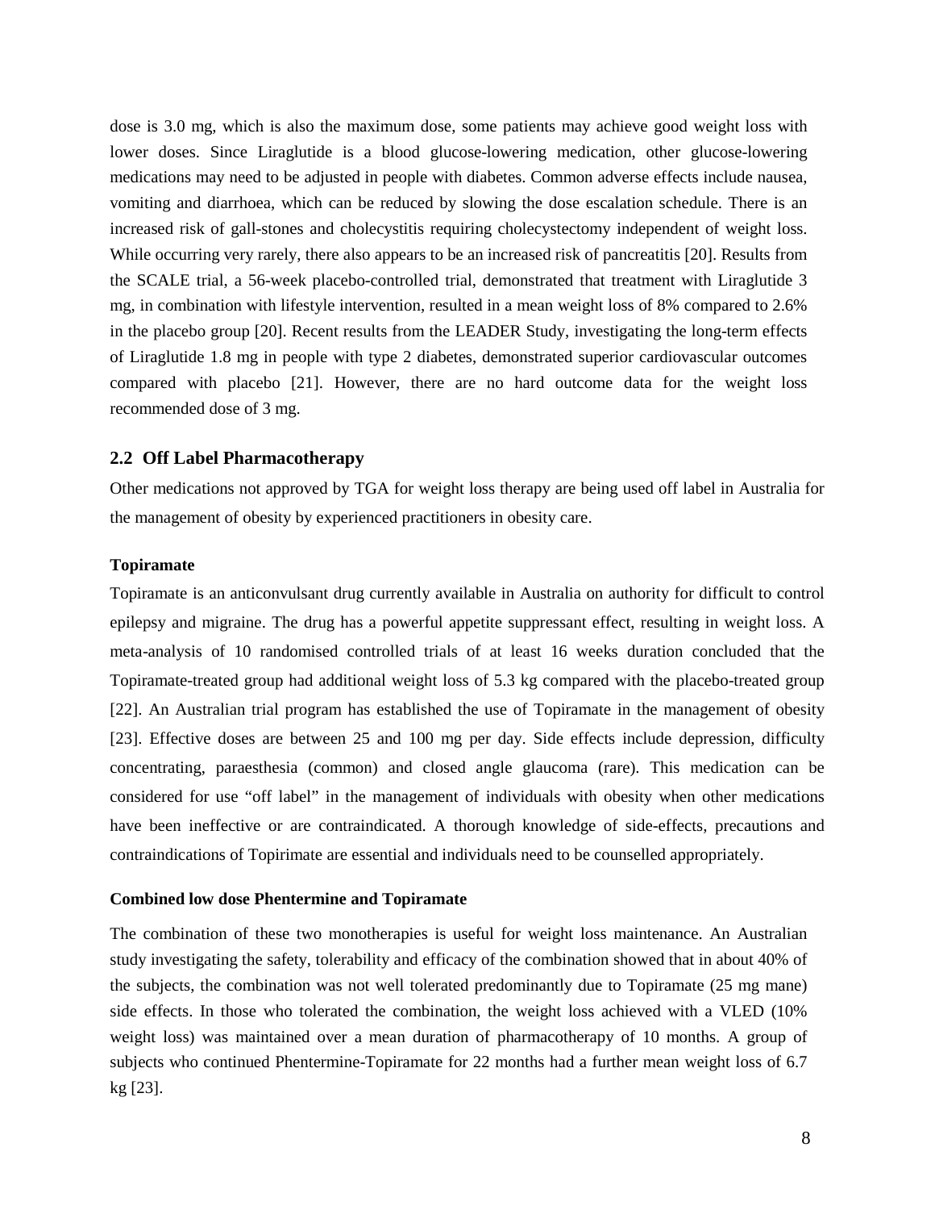dose is 3.0 mg, which is also the maximum dose, some patients may achieve good weight loss with lower doses. Since Liraglutide is a blood glucose-lowering medication, other glucose-lowering medications may need to be adjusted in people with diabetes. Common adverse effects include nausea, vomiting and diarrhoea, which can be reduced by slowing the dose escalation schedule. There is an increased risk of gall-stones and cholecystitis requiring cholecystectomy independent of weight loss. While occurring very rarely, there also appears to be an increased risk of pancreatitis [20]. Results from the SCALE trial, a 56-week placebo-controlled trial, demonstrated that treatment with Liraglutide 3 mg, in combination with lifestyle intervention, resulted in a mean weight loss of 8% compared to 2.6% in the placebo group [20]. Recent results from the LEADER Study, investigating the long-term effects of Liraglutide 1.8 mg in people with type 2 diabetes, demonstrated superior cardiovascular outcomes compared with placebo [21]. However, there are no hard outcome data for the weight loss recommended dose of 3 mg.

## 2.2 Off Label Pharmacotherapy

Other medications not approved by TGA for weight loss therapy are being used off label in Australia for the management of obesity by experienced practitioners in obesity care.

**Topiramate**

Topiramate is an anticonvulsant drug currently available in Australia on authority for difficult to control epilepsy and migraine. The drug has a powerful appetite suppressant effect, resulting in weight loss. A meta-analysis of 10 randomised controlled trials of at least 16 weeks duration concluded that the Topiramate-treated group had additional weight loss of 5.3 kg compared with the placebo-treated group [22]. An Australian trial program has established the use of Topiramate in the management of obesity [23]. Effective doses are between 25 and 100 mg per day. Side effects include depression, difficulty concentrating, paraesthesia (common) and closed angle glaucoma (rare). This medication can be considered for use "off label" in the management of individuals with obesity when other medications have been ineffective or are contraindicated. A thorough knowledge of side-effects, precautions and contraindications of Topirimate are essential and individuals need to be counselled appropriately.

**Combined low dose Phentermine and Topiramate**

The combination of these two monotherapies is useful for weight loss maintenance. An Australian study investigating the safety, tolerability and efficacy of the combination showed that in about 40% of the subjects, the combination was not well tolerated predominantly due to Topiramate (25 mg mane) side effects. In those who tolerated the combination, the weight loss achieved with a VLED (10% weight loss) was maintained over a mean duration of pharmacotherapy of 10 months. A group of subjects who continued Phentermine-Topiramate for 22 months had a further mean weight loss of 6.7 kg [23].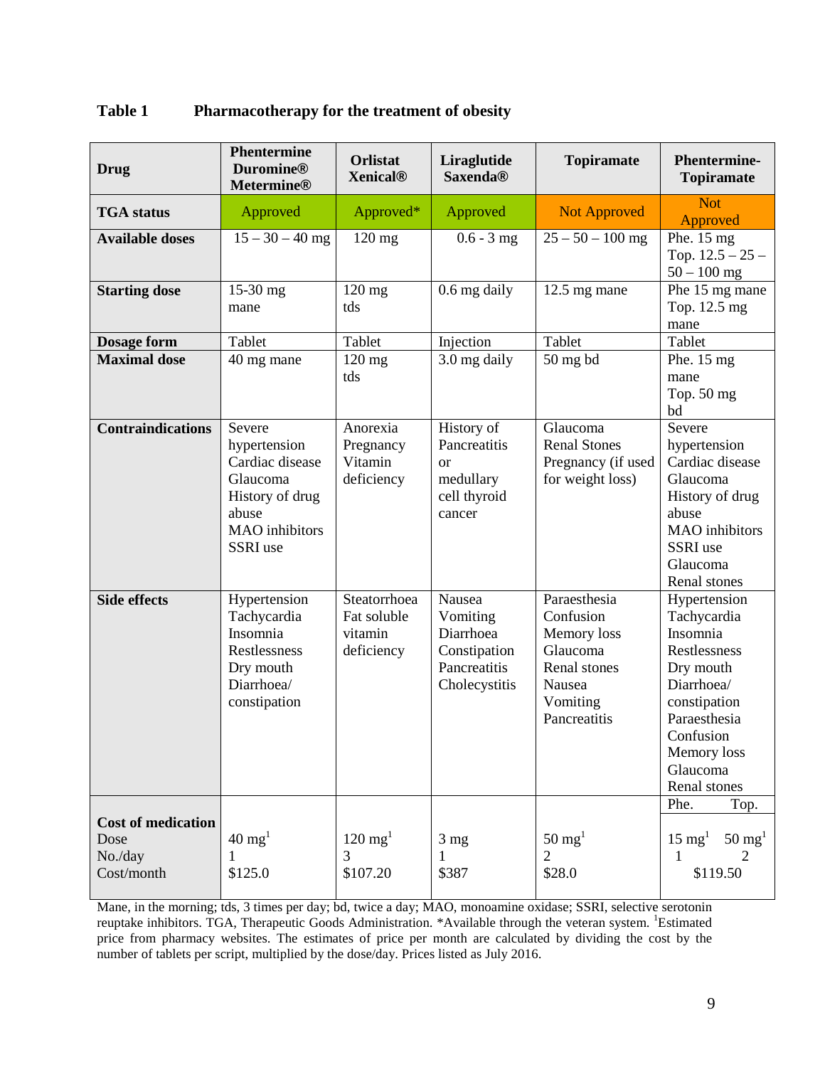**Table 1 Pharmacotherapy for the treatment of obesity**

| Drug | Phentermine Duromine® Metermine® | Orlistat Xenical® | Liraglutide Saxenda® | Topiramate | Phentermine-Topiramate |
|---|---|---|---|---|---|
| **TGA status** | Approved | Approved* | Approved | Not Approved | Not Approved |
| **Available doses** | 15 – 30 – 40 mg | 120 mg | 0.6 - 3 mg | 25 – 50 – 100 mg | Phe. 15 mg<br>Top. 12.5 – 25 – 50 – 100 mg |
| **Starting dose** | 15-30 mg mane | 120 mg tds | 0.6 mg daily | 12.5 mg mane | Phe 15 mg mane<br>Top. 12.5 mg mane |
| **Dosage form** | Tablet | Tablet | Injection | Tablet | Tablet |
| **Maximal dose** | 40 mg mane | 120 mg tds | 3.0 mg daily | 50 mg bd | Phe. 15 mg mane<br>Top. 50 mg bd |
| **Contraindications** | Severe hypertension<br>Cardiac disease<br>Glaucoma<br>History of drug abuse<br>MAO inhibitors<br>SSRI use | Anorexia<br>Pregnancy<br>Vitamin deficiency | History of Pancreatitis or medullary cell thyroid cancer | Glaucoma<br>Renal Stones<br>Pregnancy (if used for weight loss) | Severe hypertension<br>Cardiac disease<br>Glaucoma<br>History of drug abuse<br>MAO inhibitors<br>SSRI use<br>Glaucoma<br>Renal stones |
| **Side effects** | Hypertension<br>Tachycardia<br>Insomnia<br>Restlessness<br>Dry mouth<br>Diarrhoea/ constipation | Steatorrhoea<br>Fat soluble vitamin deficiency | Nausea<br>Vomiting<br>Diarrhoea<br>Constipation<br>Pancreatitis<br>Cholecystitis | Paraesthesia<br>Confusion<br>Memory loss<br>Glaucoma<br>Renal stones<br>Nausea<br>Vomiting<br>Pancreatitis | Hypertension<br>Tachycardia<br>Insomnia<br>Restlessness<br>Dry mouth<br>Diarrhoea/ constipation<br>Paraesthesia<br>Confusion<br>Memory loss<br>Glaucoma<br>Renal stones |
| **Cost of medication**<br>Dose<br>No./day<br>Cost/month | <br>40 mg[1]<br>1<br>$125.0 | <br>120 mg[1]<br>3<br>$107.20 | <br>3 mg<br>1<br>$387 | <br>50 mg[1]<br>2<br>$28.0 | Phe. / Top.<br>15 mg[1] / 50 mg[1]<br>1 / 2<br>$119.50 |

Mane, in the morning; tds, 3 times per day; bd, twice a day; MAO, monoamine oxidase; SSRI, selective serotonin reuptake inhibitors. TGA, Therapeutic Goods Administration. *Available through the veteran system. [1]Estimated price from pharmacy websites. The estimates of price per month are calculated by dividing the cost by the number of tablets per script, multiplied by the dose/day. Prices listed as July 2016.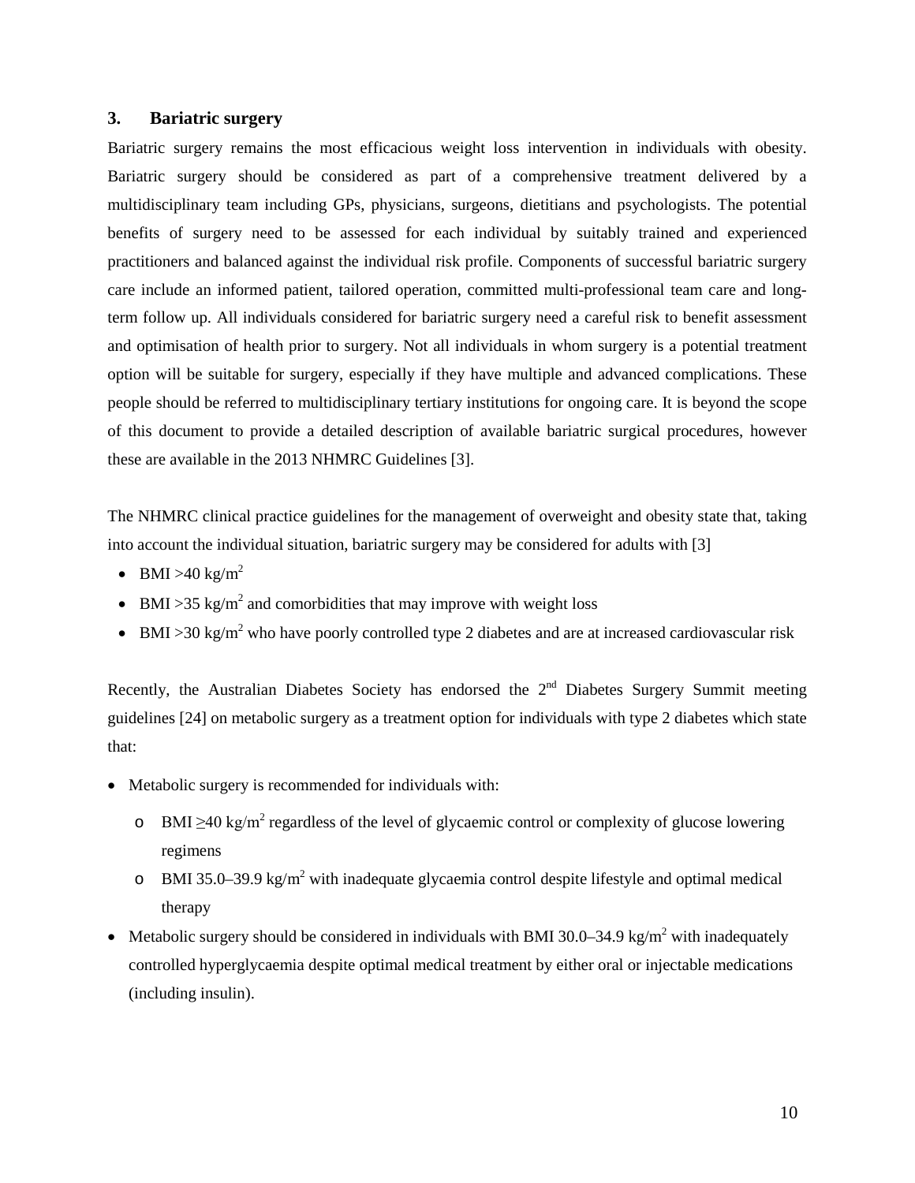## 3. Bariatric surgery

Bariatric surgery remains the most efficacious weight loss intervention in individuals with obesity. Bariatric surgery should be considered as part of a comprehensive treatment delivered by a multidisciplinary team including GPs, physicians, surgeons, dietitians and psychologists. The potential benefits of surgery need to be assessed for each individual by suitably trained and experienced practitioners and balanced against the individual risk profile. Components of successful bariatric surgery care include an informed patient, tailored operation, committed multi-professional team care and long-term follow up. All individuals considered for bariatric surgery need a careful risk to benefit assessment and optimisation of health prior to surgery. Not all individuals in whom surgery is a potential treatment option will be suitable for surgery, especially if they have multiple and advanced complications. These people should be referred to multidisciplinary tertiary institutions for ongoing care. It is beyond the scope of this document to provide a detailed description of available bariatric surgical procedures, however these are available in the 2013 NHMRC Guidelines [3].

The NHMRC clinical practice guidelines for the management of overweight and obesity state that, taking into account the individual situation, bariatric surgery may be considered for adults with [3]

- BMI >40 $kg/m^2$
- BMI >35 $kg/m^2$ and comorbidities that may improve with weight loss
- BMI >30 $kg/m^2$ who have poorly controlled type 2 diabetes and are at increased cardiovascular risk

Recently, the Australian Diabetes Society has endorsed the 2nd Diabetes Surgery Summit meeting guidelines [24] on metabolic surgery as a treatment option for individuals with type 2 diabetes which state that:

- Metabolic surgery is recommended for individuals with:
  - BMI ≥40 $kg/m^2$ regardless of the level of glycaemic control or complexity of glucose lowering regimens
  - BMI 35.0–39.9 $kg/m^2$ with inadequate glycaemia control despite lifestyle and optimal medical therapy
- Metabolic surgery should be considered in individuals with BMI 30.0–34.9 $kg/m^2$ with inadequately controlled hyperglycaemia despite optimal medical treatment by either oral or injectable medications (including insulin).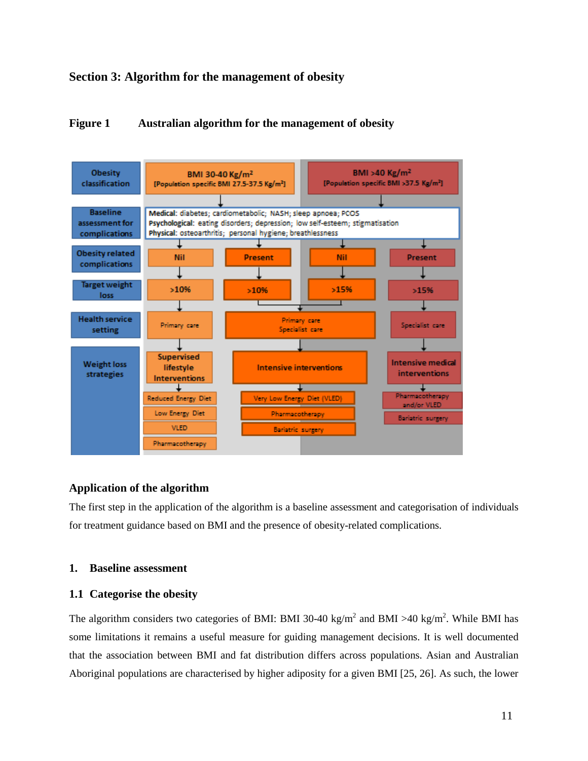# Section 3: Algorithm for the management of obesity

**Figure 1    Australian algorithm for the management of obesity**

| | | | | |
|---|---|---|---|---|
| **Obesity classification** | BMI 30-40 Kg/m² [Population specific BMI 27.5-37.5 Kg/m²] | | BMI >40 Kg/m² [Population specific BMI >37.5 Kg/m²] | |
| **Baseline assessment for complications** | **Medical:** diabetes; cardiometabolic; NASH; sleep apnoea; PCOS<br>**Psychological:** eating disorders; depression; low self-esteem; stigmatisation<br>**Physical:** osteoarthritis; personal hygiene; breathlessness | | | |
| **Obesity related complications** | Nil | Present | Nil | Present |
| **Target weight loss** | >10% | >10% | >15% | >15% |
| **Health service setting** | Primary care | Primary care<br>Specialist care | | Specialist care |
| **Weight loss strategies** | Supervised lifestyle Interventions:<br>Reduced Energy Diet<br>Low Energy Diet<br>VLED<br>Pharmacotherapy | Intensive interventions:<br>Very Low Energy Diet (VLED)<br>Pharmacotherapy<br>Bariatric surgery | | Intensive medical interventions:<br>Pharmacotherapy and/or VLED<br>Bariatric surgery |

## Application of the algorithm

The first step in the application of the algorithm is a baseline assessment and categorisation of individuals for treatment guidance based on BMI and the presence of obesity-related complications.

### 1. Baseline assessment

#### 1.1 Categorise the obesity

The algorithm considers two categories of BMI: BMI 30-40 kg/m$^2$ and BMI >40 kg/m$^2$. While BMI has some limitations it remains a useful measure for guiding management decisions. It is well documented that the association between BMI and fat distribution differs across populations. Asian and Australian Aboriginal populations are characterised by higher adiposity for a given BMI [25, 26]. As such, the lower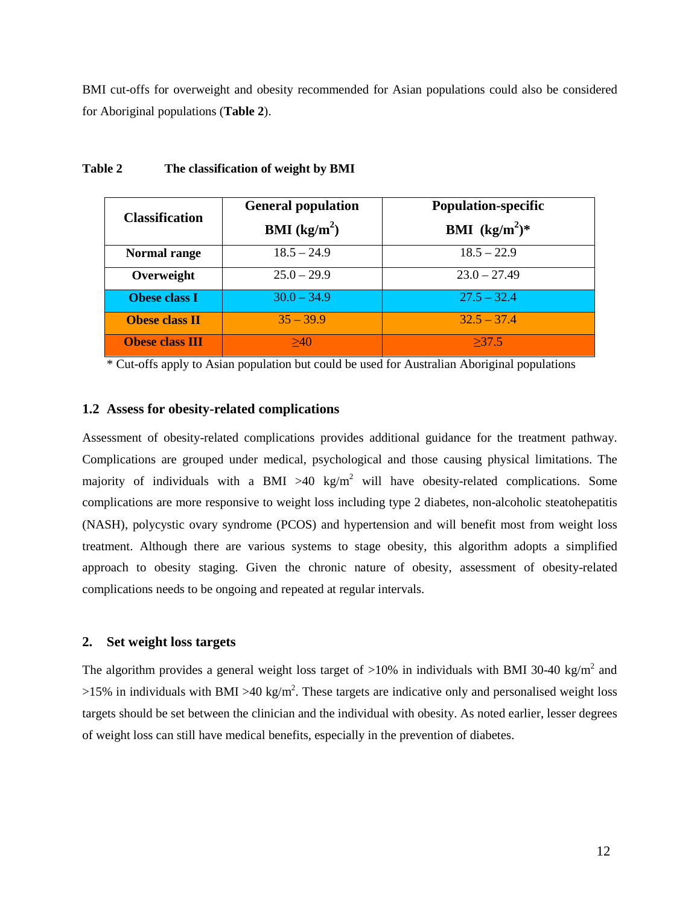BMI cut-offs for overweight and obesity recommended for Asian populations could also be considered for Aboriginal populations (**Table 2**).

**Table 2 The classification of weight by BMI**

| Classification | General population BMI ($kg/m^2$) | Population-specific BMI ($kg/m^2$)* |
|---|---|---|
| **Normal range** | 18.5 – 24.9 | 18.5 – 22.9 |
| **Overweight** | 25.0 – 29.9 | 23.0 – 27.49 |
| **Obese class I** | 30.0 – 34.9 | 27.5 – 32.4 |
| **Obese class II** | 35 – 39.9 | 32.5 – 37.4 |
| **Obese class III** | ≥40 | ≥37.5 |

* Cut-offs apply to Asian population but could be used for Australian Aboriginal populations

### 1.2 Assess for obesity-related complications

Assessment of obesity-related complications provides additional guidance for the treatment pathway. Complications are grouped under medical, psychological and those causing physical limitations. The majority of individuals with a BMI >40 $kg/m^2$ will have obesity-related complications. Some complications are more responsive to weight loss including type 2 diabetes, non-alcoholic steatohepatitis (NASH), polycystic ovary syndrome (PCOS) and hypertension and will benefit most from weight loss treatment. Although there are various systems to stage obesity, this algorithm adopts a simplified approach to obesity staging. Given the chronic nature of obesity, assessment of obesity-related complications needs to be ongoing and repeated at regular intervals.

## 2. Set weight loss targets

The algorithm provides a general weight loss target of >10% in individuals with BMI 30-40 $kg/m^2$ and >15% in individuals with BMI >40 $kg/m^2$. These targets are indicative only and personalised weight loss targets should be set between the clinician and the individual with obesity. As noted earlier, lesser degrees of weight loss can still have medical benefits, especially in the prevention of diabetes.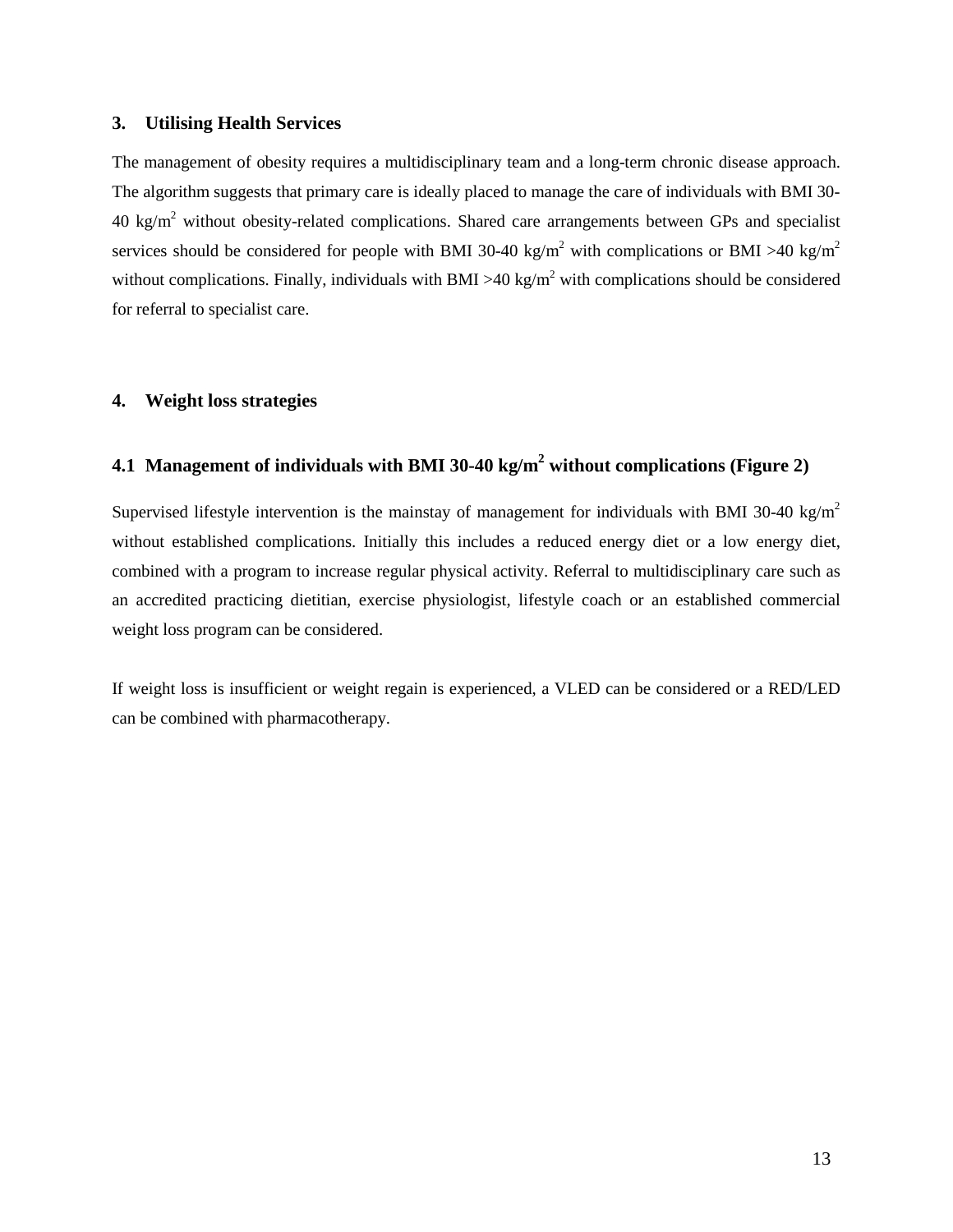## 3. Utilising Health Services

The management of obesity requires a multidisciplinary team and a long-term chronic disease approach. The algorithm suggests that primary care is ideally placed to manage the care of individuals with BMI 30-40 kg/m$^2$ without obesity-related complications. Shared care arrangements between GPs and specialist services should be considered for people with BMI 30-40 kg/m$^2$ with complications or BMI >40 kg/m$^2$ without complications. Finally, individuals with BMI >40 kg/m$^2$ with complications should be considered for referral to specialist care.

## 4. Weight loss strategies

### 4.1 Management of individuals with BMI 30-40 kg/m$^2$ without complications (Figure 2)

Supervised lifestyle intervention is the mainstay of management for individuals with BMI 30-40 kg/m$^2$ without established complications. Initially this includes a reduced energy diet or a low energy diet, combined with a program to increase regular physical activity. Referral to multidisciplinary care such as an accredited practicing dietitian, exercise physiologist, lifestyle coach or an established commercial weight loss program can be considered.

If weight loss is insufficient or weight regain is experienced, a VLED can be considered or a RED/LED can be combined with pharmacotherapy.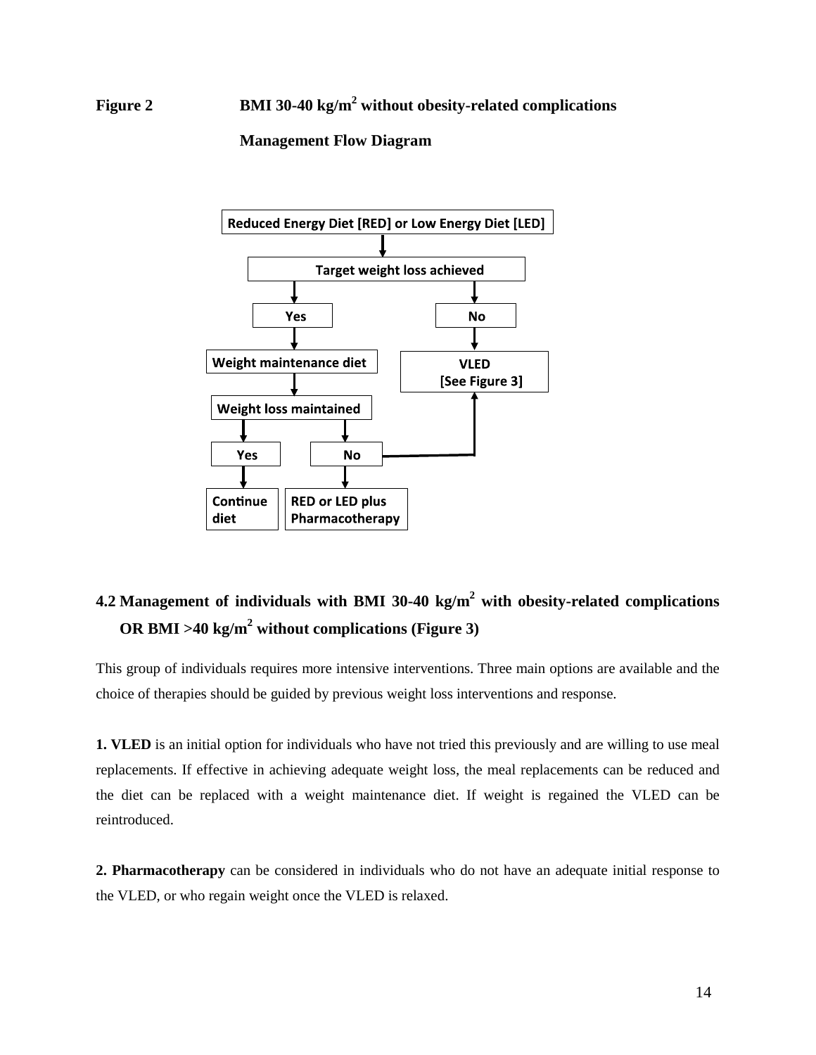**Figure 2** **BMI 30-40 kg/m$^2$ without obesity-related complications**

**Management Flow Diagram**

Reduced Energy Diet [RED] or Low Energy Diet [LED]

Target weight loss achieved

Yes

No

Weight maintenance diet

VLED [See Figure 3]

Weight loss maintained

Yes

No

Continue diet

RED or LED plus Pharmacotherapy

## 4.2 Management of individuals with BMI 30-40 kg/m$^2$ with obesity-related complications OR BMI >40 kg/m$^2$ without complications (Figure 3)

This group of individuals requires more intensive interventions. Three main options are available and the choice of therapies should be guided by previous weight loss interventions and response.

**1. VLED** is an initial option for individuals who have not tried this previously and are willing to use meal replacements. If effective in achieving adequate weight loss, the meal replacements can be reduced and the diet can be replaced with a weight maintenance diet. If weight is regained the VLED can be reintroduced.

**2. Pharmacotherapy** can be considered in individuals who do not have an adequate initial response to the VLED, or who regain weight once the VLED is relaxed.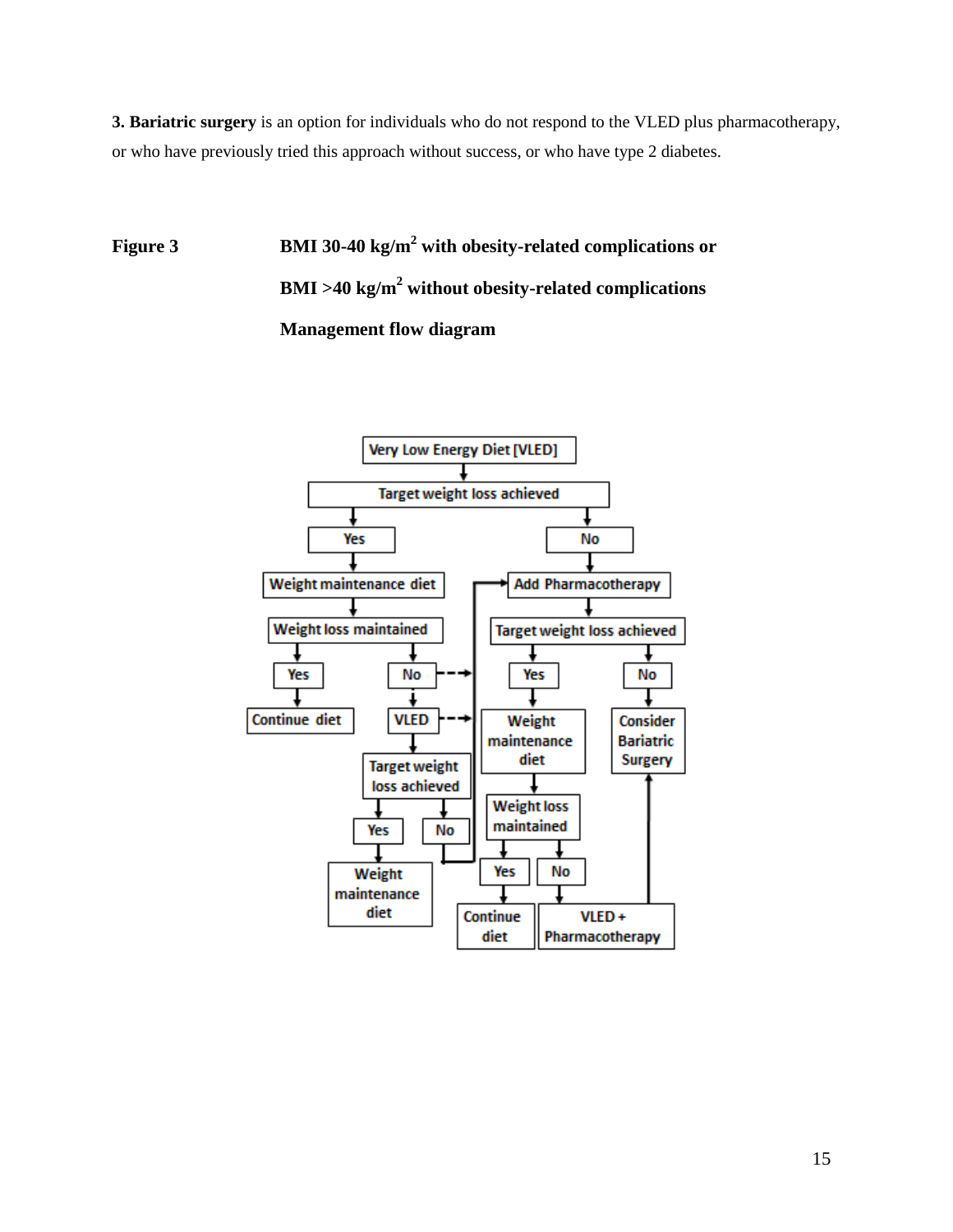**3. Bariatric surgery** is an option for individuals who do not respond to the VLED plus pharmacotherapy, or who have previously tried this approach without success, or who have type 2 diabetes.

**Figure 3** **BMI 30-40 kg/m$^2$ with obesity-related complications or BMI >40 kg/m$^2$ without obesity-related complications**

**Management flow diagram**

- Very Low Energy Diet [VLED]
  - Target weight loss achieved
    - Yes → Weight maintenance diet → Weight loss maintained
      - Yes → Continue diet
      - No → VLED → Target weight loss achieved
        - Yes → Weight maintenance diet
        - No → Add Pharmacotherapy
    - No → Add Pharmacotherapy → Target weight loss achieved
      - Yes → Weight maintenance diet → Weight loss maintained
        - Yes → Continue diet
        - No → VLED + Pharmacotherapy → Consider Bariatric Surgery
      - No → Consider Bariatric Surgery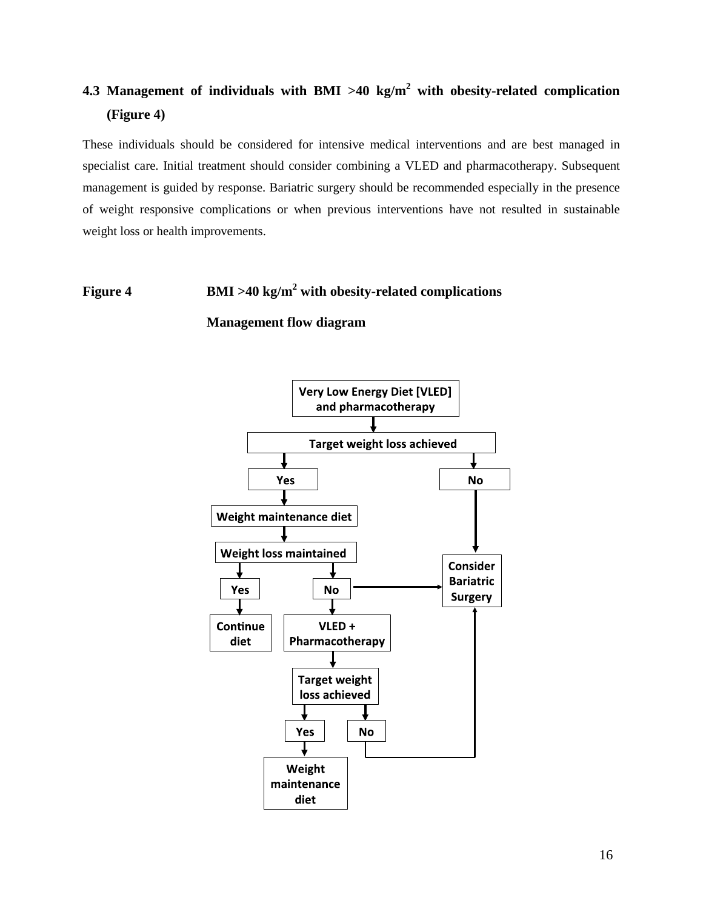## 4.3 Management of individuals with BMI >40 kg/m$^2$ with obesity-related complication (Figure 4)

These individuals should be considered for intensive medical interventions and are best managed in specialist care. Initial treatment should consider combining a VLED and pharmacotherapy. Subsequent management is guided by response. Bariatric surgery should be recommended especially in the presence of weight responsive complications or when previous interventions have not resulted in sustainable weight loss or health improvements.

**Figure 4** **BMI >40 kg/m$^2$ with obesity-related complications**

**Management flow diagram**

Very Low Energy Diet [VLED] and pharmacotherapy

Target weight loss achieved

Yes

No

Weight maintenance diet

Weight loss maintained

Consider Bariatric Surgery

Yes

No

Continue diet

VLED + Pharmacotherapy

Target weight loss achieved

Yes

No

Weight maintenance diet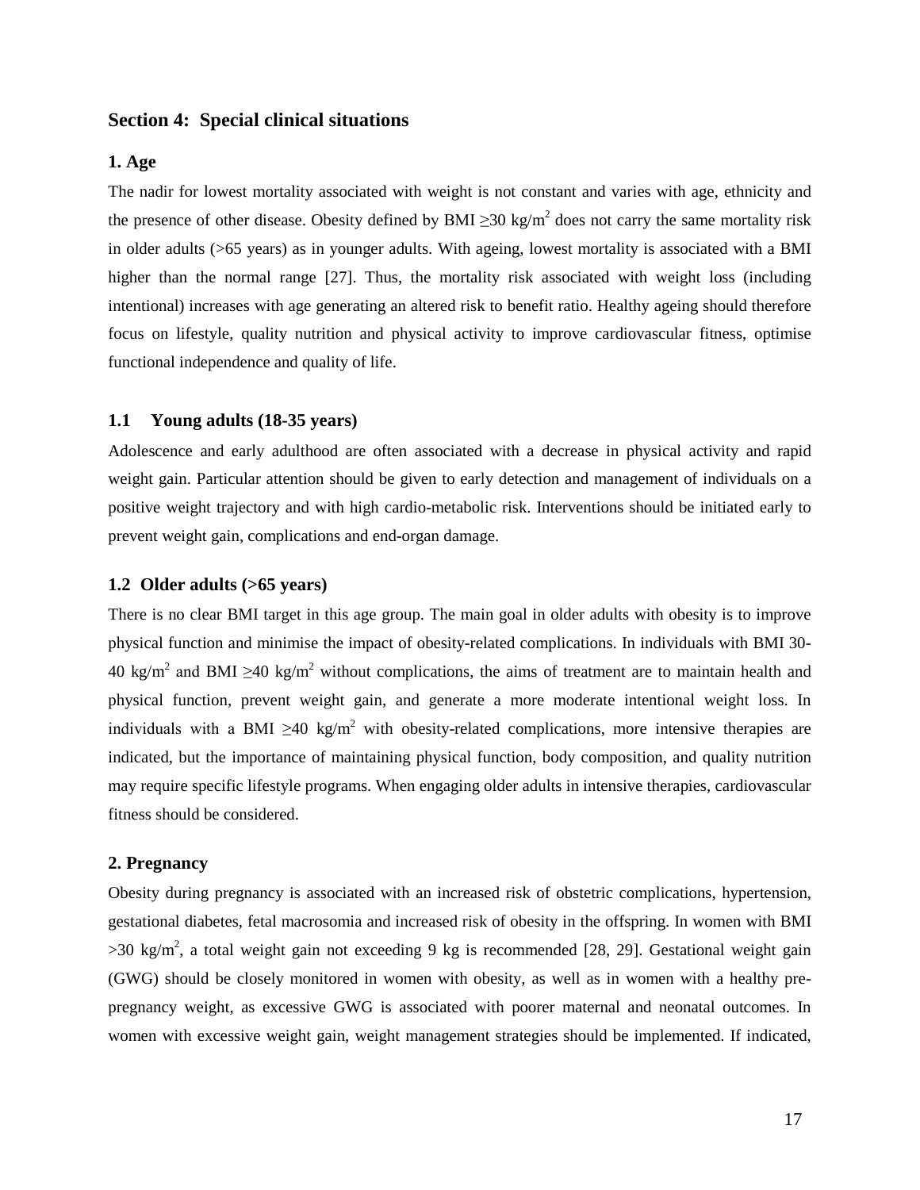## Section 4: Special clinical situations

### 1. Age

The nadir for lowest mortality associated with weight is not constant and varies with age, ethnicity and the presence of other disease. Obesity defined by BMI $\geq$30 kg/m$^2$ does not carry the same mortality risk in older adults (>65 years) as in younger adults. With ageing, lowest mortality is associated with a BMI higher than the normal range [27]. Thus, the mortality risk associated with weight loss (including intentional) increases with age generating an altered risk to benefit ratio. Healthy ageing should therefore focus on lifestyle, quality nutrition and physical activity to improve cardiovascular fitness, optimise functional independence and quality of life.

### 1.1 Young adults (18-35 years)

Adolescence and early adulthood are often associated with a decrease in physical activity and rapid weight gain. Particular attention should be given to early detection and management of individuals on a positive weight trajectory and with high cardio-metabolic risk. Interventions should be initiated early to prevent weight gain, complications and end-organ damage.

### 1.2 Older adults (>65 years)

There is no clear BMI target in this age group. The main goal in older adults with obesity is to improve physical function and minimise the impact of obesity-related complications. In individuals with BMI 30-40 kg/m$^2$ and BMI $\geq$40 kg/m$^2$ without complications, the aims of treatment are to maintain health and physical function, prevent weight gain, and generate a more moderate intentional weight loss. In individuals with a BMI $\geq$40 kg/m$^2$ with obesity-related complications, more intensive therapies are indicated, but the importance of maintaining physical function, body composition, and quality nutrition may require specific lifestyle programs. When engaging older adults in intensive therapies, cardiovascular fitness should be considered.

### 2. Pregnancy

Obesity during pregnancy is associated with an increased risk of obstetric complications, hypertension, gestational diabetes, fetal macrosomia and increased risk of obesity in the offspring. In women with BMI >30 kg/m$^2$, a total weight gain not exceeding 9 kg is recommended [28, 29]. Gestational weight gain (GWG) should be closely monitored in women with obesity, as well as in women with a healthy pre-pregnancy weight, as excessive GWG is associated with poorer maternal and neonatal outcomes. In women with excessive weight gain, weight management strategies should be implemented. If indicated,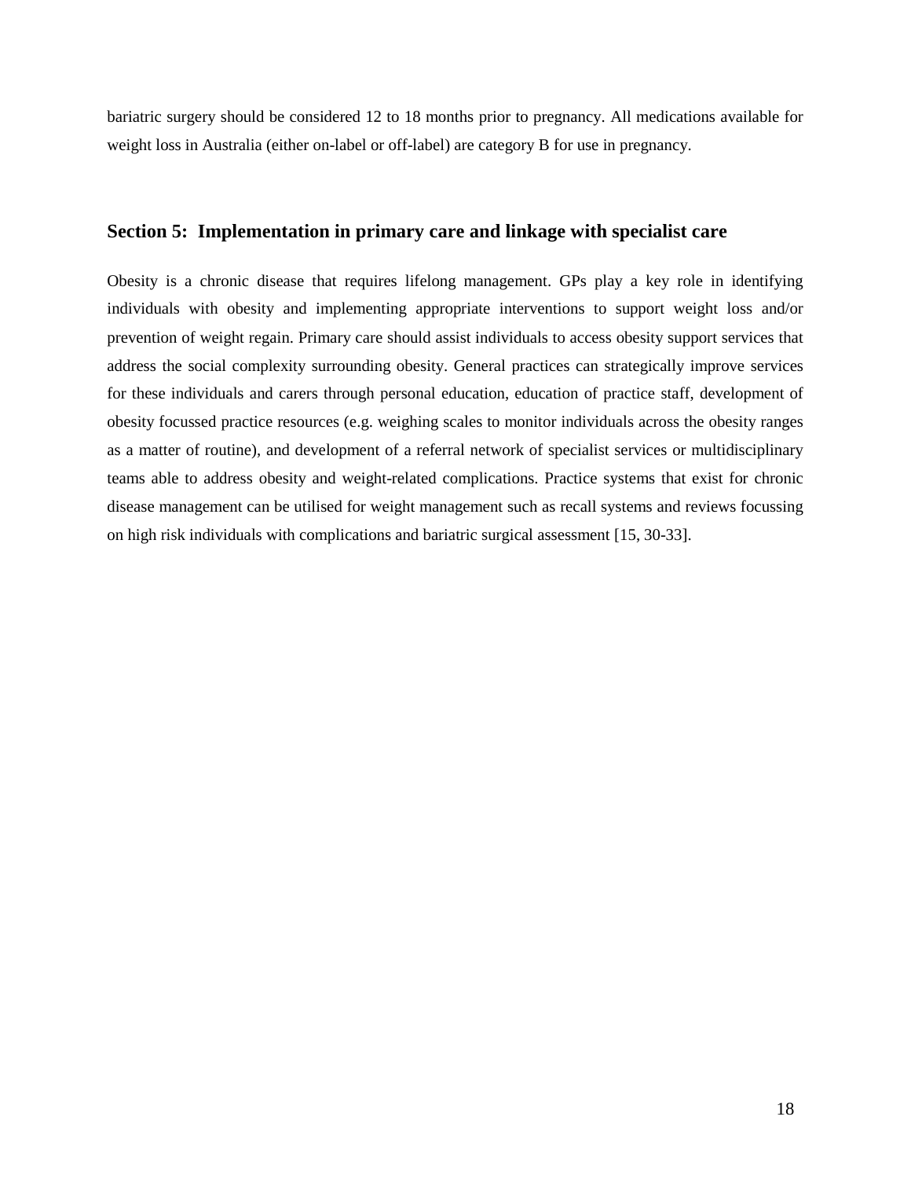bariatric surgery should be considered 12 to 18 months prior to pregnancy. All medications available for weight loss in Australia (either on-label or off-label) are category B for use in pregnancy.

## Section 5: Implementation in primary care and linkage with specialist care

Obesity is a chronic disease that requires lifelong management. GPs play a key role in identifying individuals with obesity and implementing appropriate interventions to support weight loss and/or prevention of weight regain. Primary care should assist individuals to access obesity support services that address the social complexity surrounding obesity. General practices can strategically improve services for these individuals and carers through personal education, education of practice staff, development of obesity focussed practice resources (e.g. weighing scales to monitor individuals across the obesity ranges as a matter of routine), and development of a referral network of specialist services or multidisciplinary teams able to address obesity and weight-related complications. Practice systems that exist for chronic disease management can be utilised for weight management such as recall systems and reviews focussing on high risk individuals with complications and bariatric surgical assessment [15, 30-33].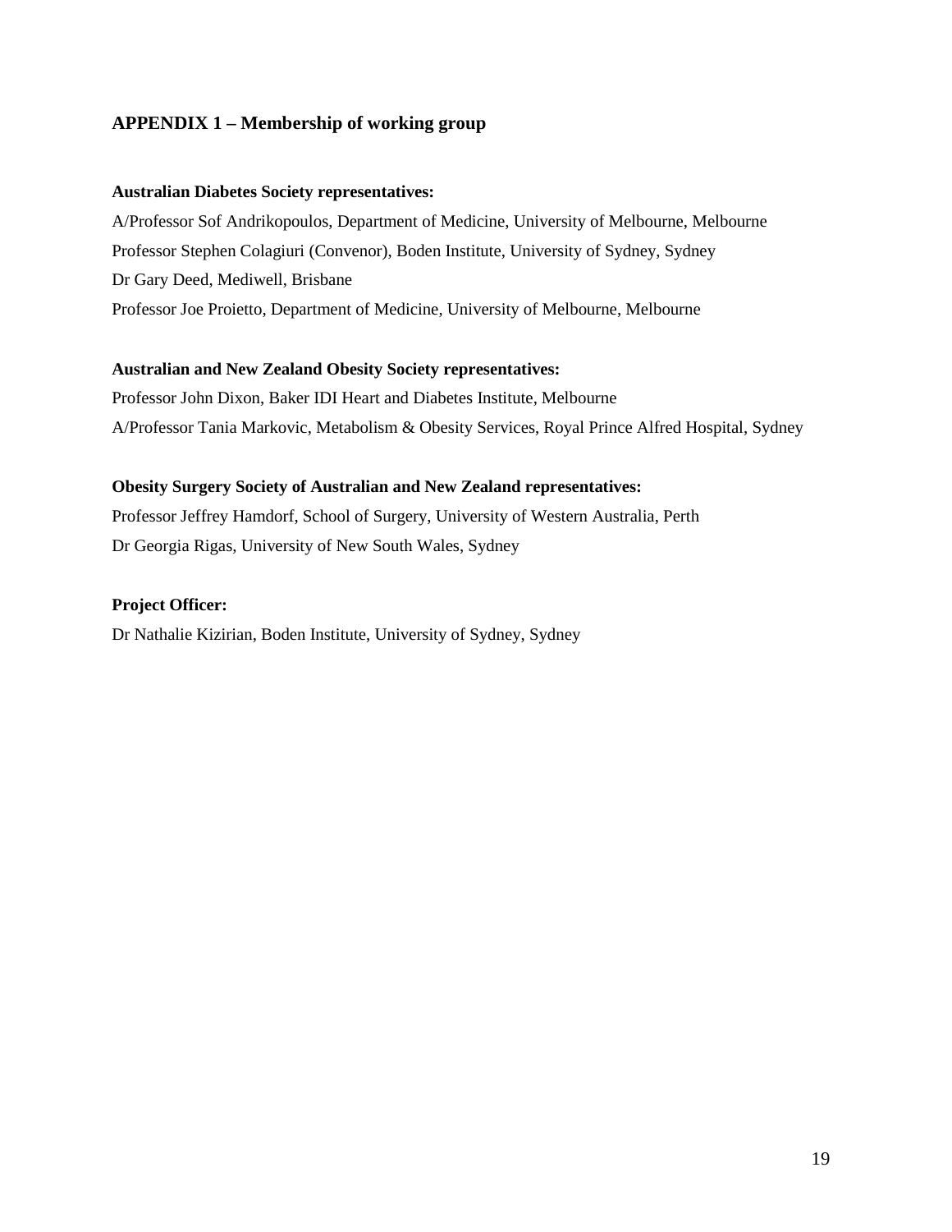## APPENDIX 1 – Membership of working group

**Australian Diabetes Society representatives:**

A/Professor Sof Andrikopoulos, Department of Medicine, University of Melbourne, Melbourne

Professor Stephen Colagiuri (Convenor), Boden Institute, University of Sydney, Sydney

Dr Gary Deed, Mediwell, Brisbane

Professor Joe Proietto, Department of Medicine, University of Melbourne, Melbourne

**Australian and New Zealand Obesity Society representatives:**

Professor John Dixon, Baker IDI Heart and Diabetes Institute, Melbourne

A/Professor Tania Markovic, Metabolism & Obesity Services, Royal Prince Alfred Hospital, Sydney

**Obesity Surgery Society of Australian and New Zealand representatives:**

Professor Jeffrey Hamdorf, School of Surgery, University of Western Australia, Perth

Dr Georgia Rigas, University of New South Wales, Sydney

**Project Officer:**

Dr Nathalie Kizirian, Boden Institute, University of Sydney, Sydney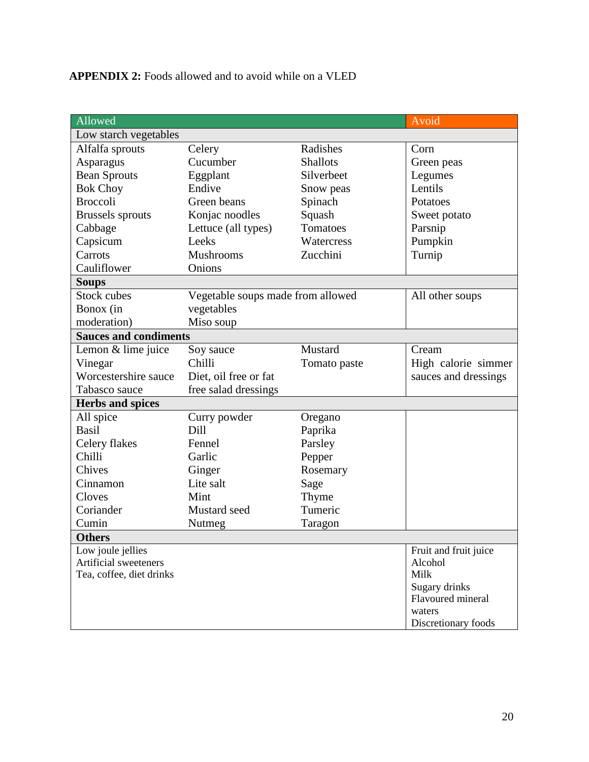**APPENDIX 2:** Foods allowed and to avoid while on a VLED

| Allowed | | | Avoid |
|---|---|---|---|
| **Low starch vegetables** | | | |
| Alfalfa sprouts | Celery | Radishes | Corn |
| Asparagus | Cucumber | Shallots | Green peas |
| Bean Sprouts | Eggplant | Silverbeet | Legumes |
| Bok Choy | Endive | Snow peas | Lentils |
| Broccoli | Green beans | Spinach | Potatoes |
| Brussels sprouts | Konjac noodles | Squash | Sweet potato |
| Cabbage | Lettuce (all types) | Tomatoes | Parsnip |
| Capsicum | Leeks | Watercress | Pumpkin |
| Carrots | Mushrooms | Zucchini | Turnip |
| Cauliflower | Onions | | |
| **Soups** | | | |
| Stock cubes<br>Bonox (in moderation) | Vegetable soups made from allowed vegetables<br>Miso soup | | All other soups |
| **Sauces and condiments** | | | |
| Lemon & lime juice | Soy sauce | Mustard | Cream |
| Vinegar | Chilli | Tomato paste | High calorie simmer sauces and dressings |
| Worcestershire sauce | Diet, oil free or fat free salad dressings | | |
| Tabasco sauce | | | |
| **Herbs and spices** | | | |
| All spice | Curry powder | Oregano | |
| Basil | Dill | Paprika | |
| Celery flakes | Fennel | Parsley | |
| Chilli | Garlic | Pepper | |
| Chives | Ginger | Rosemary | |
| Cinnamon | Lite salt | Sage | |
| Cloves | Mint | Thyme | |
| Coriander | Mustard seed | Tumeric | |
| Cumin | Nutmeg | Taragon | |
| **Others** | | | |
| Low joule jellies<br>Artificial sweeteners<br>Tea, coffee, diet drinks | | | Fruit and fruit juice<br>Alcohol<br>Milk<br>Sugary drinks<br>Flavoured mineral waters<br>Discretionary foods |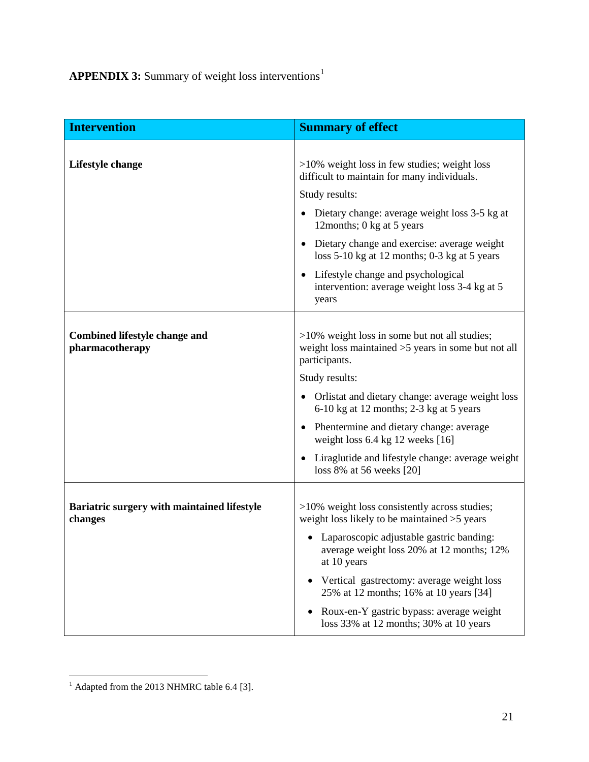**APPENDIX 3:** Summary of weight loss interventions[1]

| Intervention | Summary of effect |
|---|---|
| **Lifestyle change** | >10% weight loss in few studies; weight loss difficult to maintain for many individuals.<br>Study results:<br>• Dietary change: average weight loss 3-5 kg at 12months; 0 kg at 5 years<br>• Dietary change and exercise: average weight loss 5-10 kg at 12 months; 0-3 kg at 5 years<br>• Lifestyle change and psychological intervention: average weight loss 3-4 kg at 5 years |
| **Combined lifestyle change and pharmacotherapy** | >10% weight loss in some but not all studies; weight loss maintained >5 years in some but not all participants.<br>Study results:<br>• Orlistat and dietary change: average weight loss 6-10 kg at 12 months; 2-3 kg at 5 years<br>• Phentermine and dietary change: average weight loss 6.4 kg 12 weeks [16]<br>• Liraglutide and lifestyle change: average weight loss 8% at 56 weeks [20] |
| **Bariatric surgery with maintained lifestyle changes** | >10% weight loss consistently across studies; weight loss likely to be maintained >5 years<br>• Laparoscopic adjustable gastric banding: average weight loss 20% at 12 months; 12% at 10 years<br>• Vertical gastrectomy: average weight loss 25% at 12 months; 16% at 10 years [34]<br>• Roux-en-Y gastric bypass: average weight loss 33% at 12 months; 30% at 10 years |

[1] Adapted from the 2013 NHMRC table 6.4 [3].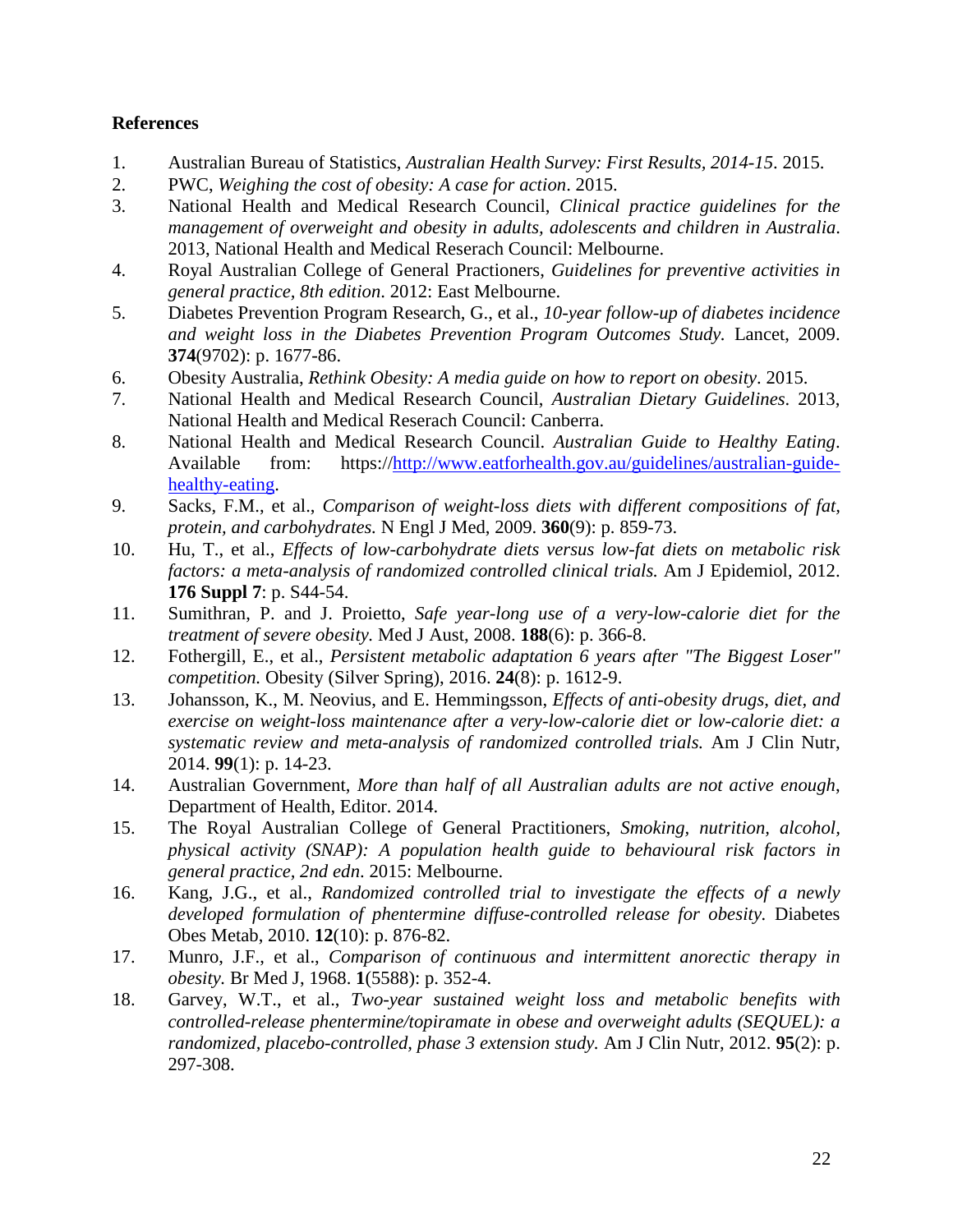## References

1. Australian Bureau of Statistics, *Australian Health Survey: First Results, 2014-15*. 2015.
2. PWC, *Weighing the cost of obesity: A case for action*. 2015.
3. National Health and Medical Research Council, *Clinical practice guidelines for the management of overweight and obesity in adults, adolescents and children in Australia*. 2013, National Health and Medical Reserach Council: Melbourne.
4. Royal Australian College of General Practioners, *Guidelines for preventive activities in general practice, 8th edition*. 2012: East Melbourne.
5. Diabetes Prevention Program Research, G., et al., *10-year follow-up of diabetes incidence and weight loss in the Diabetes Prevention Program Outcomes Study.* Lancet, 2009. **374**(9702): p. 1677-86.
6. Obesity Australia, *Rethink Obesity: A media guide on how to report on obesity*. 2015.
7. National Health and Medical Research Council, *Australian Dietary Guidelines*. 2013, National Health and Medical Reserach Council: Canberra.
8. National Health and Medical Research Council. *Australian Guide to Healthy Eating*. Available from: https://http://www.eatforhealth.gov.au/guidelines/australian-guide-healthy-eating.
9. Sacks, F.M., et al., *Comparison of weight-loss diets with different compositions of fat, protein, and carbohydrates.* N Engl J Med, 2009. **360**(9): p. 859-73.
10. Hu, T., et al., *Effects of low-carbohydrate diets versus low-fat diets on metabolic risk factors: a meta-analysis of randomized controlled clinical trials.* Am J Epidemiol, 2012. **176 Suppl 7**: p. S44-54.
11. Sumithran, P. and J. Proietto, *Safe year-long use of a very-low-calorie diet for the treatment of severe obesity.* Med J Aust, 2008. **188**(6): p. 366-8.
12. Fothergill, E., et al., *Persistent metabolic adaptation 6 years after "The Biggest Loser" competition.* Obesity (Silver Spring), 2016. **24**(8): p. 1612-9.
13. Johansson, K., M. Neovius, and E. Hemmingsson, *Effects of anti-obesity drugs, diet, and exercise on weight-loss maintenance after a very-low-calorie diet or low-calorie diet: a systematic review and meta-analysis of randomized controlled trials.* Am J Clin Nutr, 2014. **99**(1): p. 14-23.
14. Australian Government, *More than half of all Australian adults are not active enough*, Department of Health, Editor. 2014.
15. The Royal Australian College of General Practitioners, *Smoking, nutrition, alcohol, physical activity (SNAP): A population health guide to behavioural risk factors in general practice, 2nd edn*. 2015: Melbourne.
16. Kang, J.G., et al., *Randomized controlled trial to investigate the effects of a newly developed formulation of phentermine diffuse-controlled release for obesity.* Diabetes Obes Metab, 2010. **12**(10): p. 876-82.
17. Munro, J.F., et al., *Comparison of continuous and intermittent anorectic therapy in obesity.* Br Med J, 1968. **1**(5588): p. 352-4.
18. Garvey, W.T., et al., *Two-year sustained weight loss and metabolic benefits with controlled-release phentermine/topiramate in obese and overweight adults (SEQUEL): a randomized, placebo-controlled, phase 3 extension study.* Am J Clin Nutr, 2012. **95**(2): p. 297-308.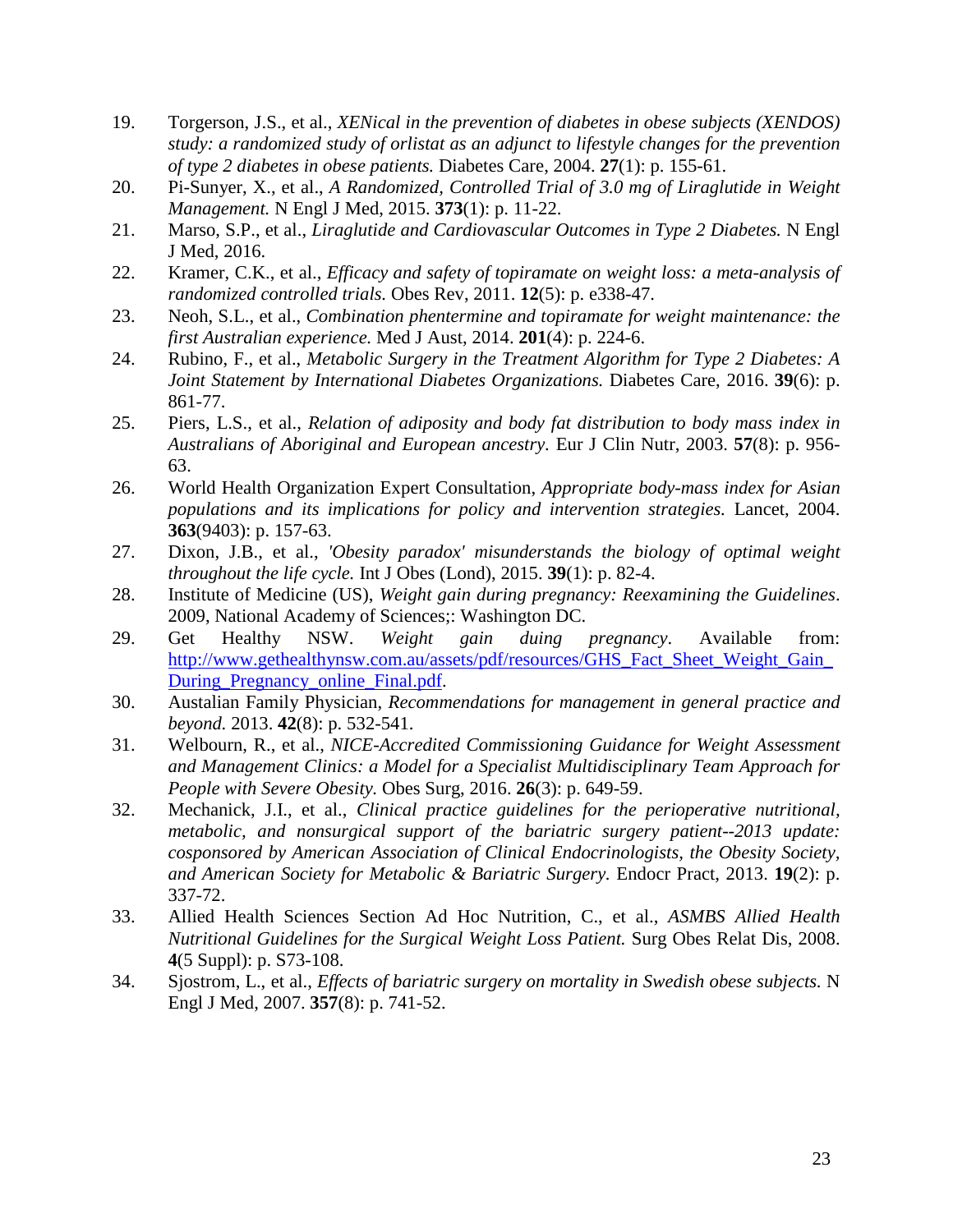19. Torgerson, J.S., et al., *XENical in the prevention of diabetes in obese subjects (XENDOS) study: a randomized study of orlistat as an adjunct to lifestyle changes for the prevention of type 2 diabetes in obese patients.* Diabetes Care, 2004. **27**(1): p. 155-61.
20. Pi-Sunyer, X., et al., *A Randomized, Controlled Trial of 3.0 mg of Liraglutide in Weight Management.* N Engl J Med, 2015. **373**(1): p. 11-22.
21. Marso, S.P., et al., *Liraglutide and Cardiovascular Outcomes in Type 2 Diabetes.* N Engl J Med, 2016.
22. Kramer, C.K., et al., *Efficacy and safety of topiramate on weight loss: a meta-analysis of randomized controlled trials.* Obes Rev, 2011. **12**(5): p. e338-47.
23. Neoh, S.L., et al., *Combination phentermine and topiramate for weight maintenance: the first Australian experience.* Med J Aust, 2014. **201**(4): p. 224-6.
24. Rubino, F., et al., *Metabolic Surgery in the Treatment Algorithm for Type 2 Diabetes: A Joint Statement by International Diabetes Organizations.* Diabetes Care, 2016. **39**(6): p. 861-77.
25. Piers, L.S., et al., *Relation of adiposity and body fat distribution to body mass index in Australians of Aboriginal and European ancestry.* Eur J Clin Nutr, 2003. **57**(8): p. 956-63.
26. World Health Organization Expert Consultation, *Appropriate body-mass index for Asian populations and its implications for policy and intervention strategies.* Lancet, 2004. **363**(9403): p. 157-63.
27. Dixon, J.B., et al., *'Obesity paradox' misunderstands the biology of optimal weight throughout the life cycle.* Int J Obes (Lond), 2015. **39**(1): p. 82-4.
28. Institute of Medicine (US), *Weight gain during pregnancy: Reexamining the Guidelines*. 2009, National Academy of Sciences;: Washington DC.
29. Get Healthy NSW. *Weight gain duing pregnancy*. Available from: [http://www.gethealthynsw.com.au/assets/pdf/resources/GHS_Fact_Sheet_Weight_Gain_During_Pregnancy_online_Final.pdf](http://www.gethealthynsw.com.au/assets/pdf/resources/GHS_Fact_Sheet_Weight_Gain_During_Pregnancy_online_Final.pdf).
30. Austalian Family Physician, *Recommendations for management in general practice and beyond.* 2013. **42**(8): p. 532-541.
31. Welbourn, R., et al., *NICE-Accredited Commissioning Guidance for Weight Assessment and Management Clinics: a Model for a Specialist Multidisciplinary Team Approach for People with Severe Obesity.* Obes Surg, 2016. **26**(3): p. 649-59.
32. Mechanick, J.I., et al., *Clinical practice guidelines for the perioperative nutritional, metabolic, and nonsurgical support of the bariatric surgery patient--2013 update: cosponsored by American Association of Clinical Endocrinologists, the Obesity Society, and American Society for Metabolic & Bariatric Surgery.* Endocr Pract, 2013. **19**(2): p. 337-72.
33. Allied Health Sciences Section Ad Hoc Nutrition, C., et al., *ASMBS Allied Health Nutritional Guidelines for the Surgical Weight Loss Patient.* Surg Obes Relat Dis, 2008. **4**(5 Suppl): p. S73-108.
34. Sjostrom, L., et al., *Effects of bariatric surgery on mortality in Swedish obese subjects.* N Engl J Med, 2007. **357**(8): p. 741-52.